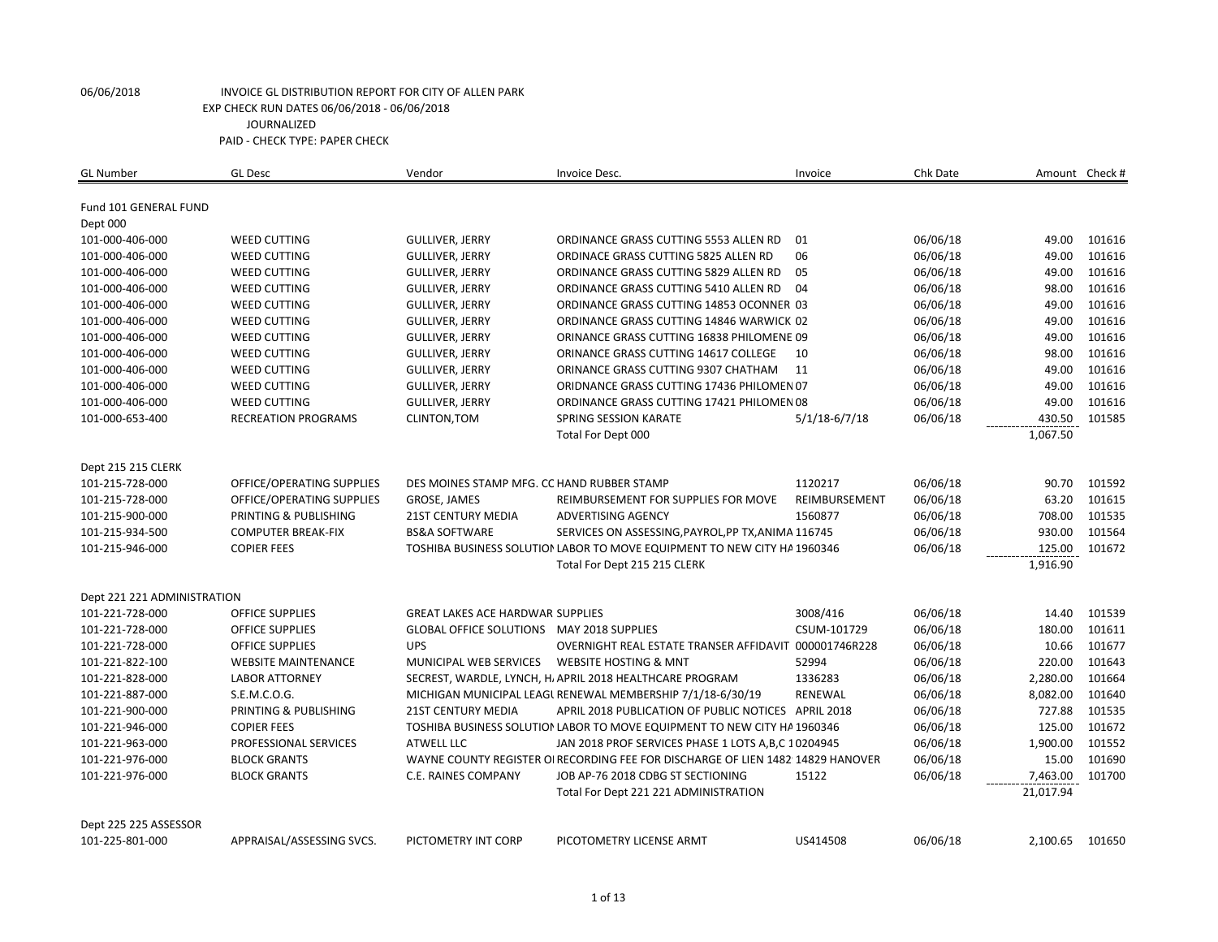06/06/2018 INVOICE GL DISTRIBUTION REPORT FOR CITY OF ALLEN PARK
EXP CHECK RUN DATES 06/06/2018 - 06/06/2018
JOURNALIZED
PAID - CHECK TYPE: PAPER CHECK

| GL Number | GL Desc | Vendor | Invoice Desc. | Invoice | Chk Date | Amount | Check # |
|---|---|---|---|---|---|---|---|
| Fund 101 GENERAL FUND | | | | | | | |
| Dept 000 | | | | | | | |
| 101-000-406-000 | WEED CUTTING | GULLIVER, JERRY | ORDINANCE GRASS CUTTING 5553 ALLEN RD | 01 | 06/06/18 | 49.00 | 101616 |
| 101-000-406-000 | WEED CUTTING | GULLIVER, JERRY | ORDINACE GRASS CUTTING 5825 ALLEN RD | 06 | 06/06/18 | 49.00 | 101616 |
| 101-000-406-000 | WEED CUTTING | GULLIVER, JERRY | ORDINANCE GRASS CUTTING 5829 ALLEN RD | 05 | 06/06/18 | 49.00 | 101616 |
| 101-000-406-000 | WEED CUTTING | GULLIVER, JERRY | ORDINANCE GRASS CUTTING 5410 ALLEN RD | 04 | 06/06/18 | 98.00 | 101616 |
| 101-000-406-000 | WEED CUTTING | GULLIVER, JERRY | ORDINANCE GRASS CUTTING 14853 OCONNER | 03 | 06/06/18 | 49.00 | 101616 |
| 101-000-406-000 | WEED CUTTING | GULLIVER, JERRY | ORDINANCE GRASS CUTTING 14846 WARWICK | 02 | 06/06/18 | 49.00 | 101616 |
| 101-000-406-000 | WEED CUTTING | GULLIVER, JERRY | ORINANCE GRASS CUTTING 16838 PHILOMENE | 09 | 06/06/18 | 49.00 | 101616 |
| 101-000-406-000 | WEED CUTTING | GULLIVER, JERRY | ORINANCE GRASS CUTTING 14617 COLLEGE | 10 | 06/06/18 | 98.00 | 101616 |
| 101-000-406-000 | WEED CUTTING | GULLIVER, JERRY | ORINANCE GRASS CUTTING 9307 CHATHAM | 11 | 06/06/18 | 49.00 | 101616 |
| 101-000-406-000 | WEED CUTTING | GULLIVER, JERRY | ORIDNANCE GRASS CUTTING 17436 PHILOMEN | 07 | 06/06/18 | 49.00 | 101616 |
| 101-000-406-000 | WEED CUTTING | GULLIVER, JERRY | ORDINANCE GRASS CUTTING 17421 PHILOMEN | 08 | 06/06/18 | 49.00 | 101616 |
| 101-000-653-400 | RECREATION PROGRAMS | CLINTON,TOM | SPRING SESSION KARATE | 5/1/18-6/7/18 | 06/06/18 | 430.50 | 101585 |
| | | | Total For Dept 000 | | | 1,067.50 | |
| Dept 215 215 CLERK | | | | | | | |
| 101-215-728-000 | OFFICE/OPERATING SUPPLIES | DES MOINES STAMP MFG. CC | HAND RUBBER STAMP | 1120217 | 06/06/18 | 90.70 | 101592 |
| 101-215-728-000 | OFFICE/OPERATING SUPPLIES | GROSE, JAMES | REIMBURSEMENT FOR SUPPLIES FOR MOVE | REIMBURSEMENT | 06/06/18 | 63.20 | 101615 |
| 101-215-900-000 | PRINTING & PUBLISHING | 21ST CENTURY MEDIA | ADVERTISING AGENCY | 1560877 | 06/06/18 | 708.00 | 101535 |
| 101-215-934-500 | COMPUTER BREAK-FIX | BS&A SOFTWARE | SERVICES ON ASSESSING,PAYROL,PP TX,ANIMA | 116745 | 06/06/18 | 930.00 | 101564 |
| 101-215-946-000 | COPIER FEES | TOSHIBA BUSINESS SOLUTIOI | LABOR TO MOVE EQUIPMENT TO NEW CITY HA | 1960346 | 06/06/18 | 125.00 | 101672 |
| | | | Total For Dept 215 215 CLERK | | | 1,916.90 | |
| Dept 221 221 ADMINISTRATION | | | | | | | |
| 101-221-728-000 | OFFICE SUPPLIES | GREAT LAKES ACE HARDWAR | SUPPLIES | 3008/416 | 06/06/18 | 14.40 | 101539 |
| 101-221-728-000 | OFFICE SUPPLIES | GLOBAL OFFICE SOLUTIONS | MAY 2018 SUPPLIES | CSUM-101729 | 06/06/18 | 180.00 | 101611 |
| 101-221-728-000 | OFFICE SUPPLIES | UPS | OVERNIGHT REAL ESTATE TRANSER AFFIDAVIT | 000001746R228 | 06/06/18 | 10.66 | 101677 |
| 101-221-822-100 | WEBSITE MAINTENANCE | MUNICIPAL WEB SERVICES | WEBSITE HOSTING & MNT | 52994 | 06/06/18 | 220.00 | 101643 |
| 101-221-828-000 | LABOR ATTORNEY | SECREST, WARDLE, LYNCH, H. | APRIL 2018 HEALTHCARE PROGRAM | 1336283 | 06/06/18 | 2,280.00 | 101664 |
| 101-221-887-000 | S.E.M.C.O.G. | MICHIGAN MUNICIPAL LEAGU | RENEWAL MEMBERSHIP 7/1/18-6/30/19 | RENEWAL | 06/06/18 | 8,082.00 | 101640 |
| 101-221-900-000 | PRINTING & PUBLISHING | 21ST CENTURY MEDIA | APRIL 2018 PUBLICATION OF PUBLIC NOTICES | APRIL 2018 | 06/06/18 | 727.88 | 101535 |
| 101-221-946-000 | COPIER FEES | TOSHIBA BUSINESS SOLUTIOI | LABOR TO MOVE EQUIPMENT TO NEW CITY HA | 1960346 | 06/06/18 | 125.00 | 101672 |
| 101-221-963-000 | PROFESSIONAL SERVICES | ATWELL LLC | JAN 2018 PROF SERVICES PHASE 1 LOTS A,B,C | 10204945 | 06/06/18 | 1,900.00 | 101552 |
| 101-221-976-000 | BLOCK GRANTS | WAYNE COUNTY REGISTER OI | RECORDING FEE FOR DISCHARGE OF LIEN 1482 | 14829 HANOVER | 06/06/18 | 15.00 | 101690 |
| 101-221-976-000 | BLOCK GRANTS | C.E. RAINES COMPANY | JOB AP-76 2018 CDBG ST SECTIONING | 15122 | 06/06/18 | 7,463.00 | 101700 |
| | | | Total For Dept 221 221 ADMINISTRATION | | | 21,017.94 | |
| Dept 225 225 ASSESSOR | | | | | | | |
| 101-225-801-000 | APPRAISAL/ASSESSING SVCS. | PICTOMETRY INT CORP | PICOTOMETRY LICENSE ARMT | US414508 | 06/06/18 | 2,100.65 | 101650 |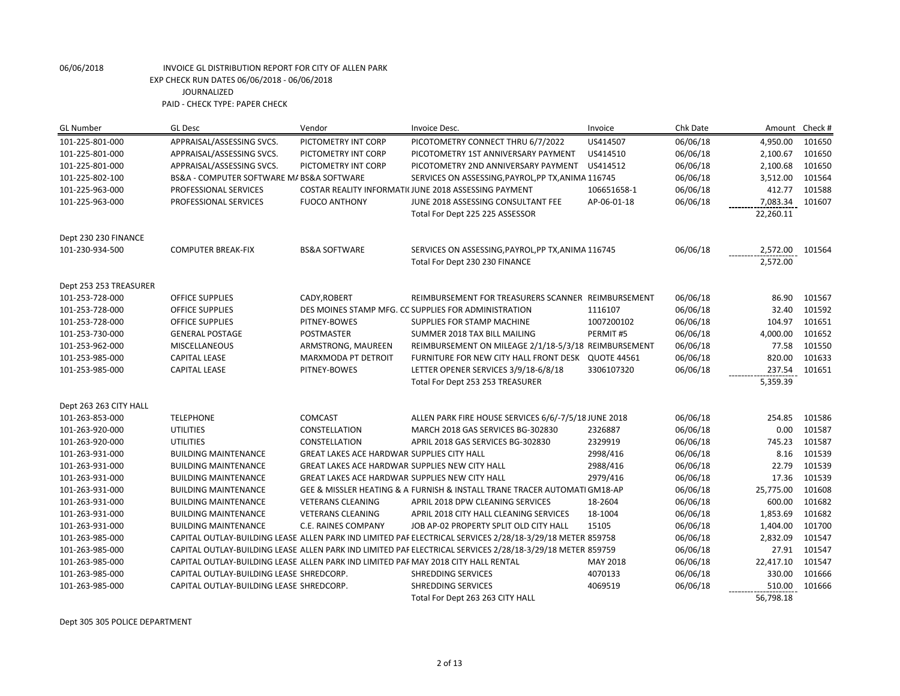06/06/2018 INVOICE GL DISTRIBUTION REPORT FOR CITY OF ALLEN PARK
EXP CHECK RUN DATES 06/06/2018 - 06/06/2018
JOURNALIZED
PAID - CHECK TYPE: PAPER CHECK

| GL Number | GL Desc | Vendor | Invoice Desc. | Invoice | Chk Date | Amount | Check # |
|---|---|---|---|---|---|---|---|
| 101-225-801-000 | APPRAISAL/ASSESSING SVCS. | PICTOMETRY INT CORP | PICOTOMETRY CONNECT THRU 6/7/2022 | US414507 | 06/06/18 | 4,950.00 | 101650 |
| 101-225-801-000 | APPRAISAL/ASSESSING SVCS. | PICTOMETRY INT CORP | PICOTOMETRY 1ST ANNIVERSARY PAYMENT | US414510 | 06/06/18 | 2,100.67 | 101650 |
| 101-225-801-000 | APPRAISAL/ASSESSING SVCS. | PICTOMETRY INT CORP | PICOTOMETRY 2ND ANNIVERSARY PAYMENT | US414512 | 06/06/18 | 2,100.68 | 101650 |
| 101-225-802-100 | BS&A - COMPUTER SOFTWARE MA | BS&A SOFTWARE | SERVICES ON ASSESSING,PAYROL,PP TX,ANIMA | 116745 | 06/06/18 | 3,512.00 | 101564 |
| 101-225-963-000 | PROFESSIONAL SERVICES | COSTAR REALITY INFORMATI | JUNE 2018 ASSESSING PAYMENT | 106651658-1 | 06/06/18 | 412.77 | 101588 |
| 101-225-963-000 | PROFESSIONAL SERVICES | FUOCO ANTHONY | JUNE 2018 ASSESSING CONSULTANT FEE | AP-06-01-18 | 06/06/18 | 7,083.34 | 101607 |
| | | | Total For Dept 225 225 ASSESSOR | | | 22,260.11 | |
| Dept 230 230 FINANCE | | | | | | | |
| 101-230-934-500 | COMPUTER BREAK-FIX | BS&A SOFTWARE | SERVICES ON ASSESSING,PAYROL,PP TX,ANIMA | 116745 | 06/06/18 | 2,572.00 | 101564 |
| | | | Total For Dept 230 230 FINANCE | | | 2,572.00 | |
| Dept 253 253 TREASURER | | | | | | | |
| 101-253-728-000 | OFFICE SUPPLIES | CADY,ROBERT | REIMBURSEMENT FOR TREASURERS SCANNER | REIMBURSEMENT | 06/06/18 | 86.90 | 101567 |
| 101-253-728-000 | OFFICE SUPPLIES | DES MOINES STAMP MFG. CO | SUPPLIES FOR ADMINISTRATION | 1116107 | 06/06/18 | 32.40 | 101592 |
| 101-253-728-000 | OFFICE SUPPLIES | PITNEY-BOWES | SUPPLIES FOR STAMP MACHINE | 1007200102 | 06/06/18 | 104.97 | 101651 |
| 101-253-730-000 | GENERAL POSTAGE | POSTMASTER | SUMMER 2018 TAX BILL MAILING | PERMIT #5 | 06/06/18 | 4,000.00 | 101652 |
| 101-253-962-000 | MISCELLANEOUS | ARMSTRONG, MAUREEN | REIMBURSEMENT ON MILEAGE 2/1/18-5/3/18 | REIMBURSEMENT | 06/06/18 | 77.58 | 101550 |
| 101-253-985-000 | CAPITAL LEASE | MARXMODA PT DETROIT | FURNITURE FOR NEW CITY HALL FRONT DESK | QUOTE 44561 | 06/06/18 | 820.00 | 101633 |
| 101-253-985-000 | CAPITAL LEASE | PITNEY-BOWES | LETTER OPENER SERVICES 3/9/18-6/8/18 | 3306107320 | 06/06/18 | 237.54 | 101651 |
| | | | Total For Dept 253 253 TREASURER | | | 5,359.39 | |
| Dept 263 263 CITY HALL | | | | | | | |
| 101-263-853-000 | TELEPHONE | COMCAST | ALLEN PARK FIRE HOUSE SERVICES 6/6/-7/5/18 | JUNE 2018 | 06/06/18 | 254.85 | 101586 |
| 101-263-920-000 | UTILITIES | CONSTELLATION | MARCH 2018 GAS SERVICES BG-302830 | 2326887 | 06/06/18 | 0.00 | 101587 |
| 101-263-920-000 | UTILITIES | CONSTELLATION | APRIL 2018 GAS SERVICES BG-302830 | 2329919 | 06/06/18 | 745.23 | 101587 |
| 101-263-931-000 | BUILDING MAINTENANCE | GREAT LAKES ACE HARDWAR | SUPPLIES CITY HALL | 2998/416 | 06/06/18 | 8.16 | 101539 |
| 101-263-931-000 | BUILDING MAINTENANCE | GREAT LAKES ACE HARDWAR | SUPPLIES NEW CITY HALL | 2988/416 | 06/06/18 | 22.79 | 101539 |
| 101-263-931-000 | BUILDING MAINTENANCE | GREAT LAKES ACE HARDWAR | SUPPLIES NEW CITY HALL | 2979/416 | 06/06/18 | 17.36 | 101539 |
| 101-263-931-000 | BUILDING MAINTENANCE | GEE & MISSLER HEATING & A | FURNISH & INSTALL TRANE TRACER AUTOMATI | GM18-AP | 06/06/18 | 25,775.00 | 101608 |
| 101-263-931-000 | BUILDING MAINTENANCE | VETERANS CLEANING | APRIL 2018 DPW CLEANING SERVICES | 18-2604 | 06/06/18 | 600.00 | 101682 |
| 101-263-931-000 | BUILDING MAINTENANCE | VETERANS CLEANING | APRIL 2018 CITY HALL CLEANING SERVICES | 18-1004 | 06/06/18 | 1,853.69 | 101682 |
| 101-263-931-000 | BUILDING MAINTENANCE | C.E. RAINES COMPANY | JOB AP-02 PROPERTY SPLIT OLD CITY HALL | 15105 | 06/06/18 | 1,404.00 | 101700 |
| 101-263-985-000 | CAPITAL OUTLAY-BUILDING LEASE | ALLEN PARK IND LIMITED PAF | ELECTRICAL SERVICES 2/28/18-3/29/18 METER | 859758 | 06/06/18 | 2,832.09 | 101547 |
| 101-263-985-000 | CAPITAL OUTLAY-BUILDING LEASE | ALLEN PARK IND LIMITED PAF | ELECTRICAL SERVICES 2/28/18-3/29/18 METER | 859759 | 06/06/18 | 27.91 | 101547 |
| 101-263-985-000 | CAPITAL OUTLAY-BUILDING LEASE | ALLEN PARK IND LIMITED PAF | MAY 2018 CITY HALL RENTAL | MAY 2018 | 06/06/18 | 22,417.10 | 101547 |
| 101-263-985-000 | CAPITAL OUTLAY-BUILDING LEASE | SHREDCORP. | SHREDDING SERVICES | 4070133 | 06/06/18 | 330.00 | 101666 |
| 101-263-985-000 | CAPITAL OUTLAY-BUILDING LEASE | SHREDCORP. | SHREDDING SERVICES | 4069519 | 06/06/18 | 510.00 | 101666 |
| | | | Total For Dept 263 263 CITY HALL | | | 56,798.18 | |

Dept 305 305 POLICE DEPARTMENT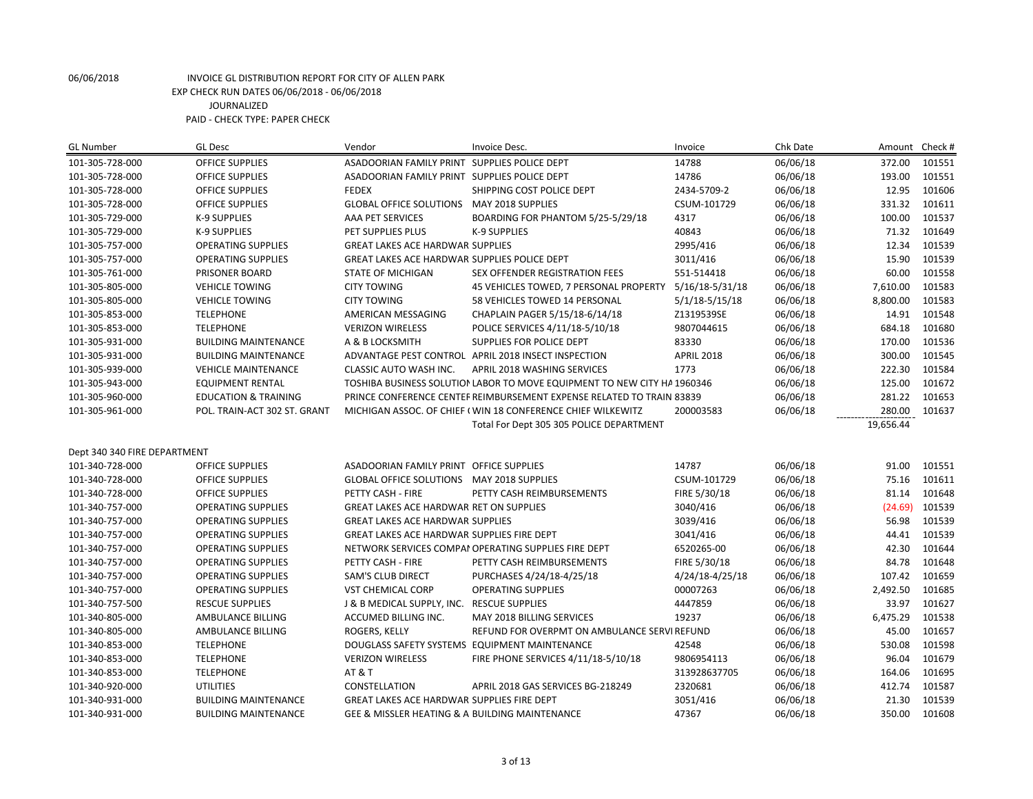06/06/2018 INVOICE GL DISTRIBUTION REPORT FOR CITY OF ALLEN PARK

EXP CHECK RUN DATES 06/06/2018 - 06/06/2018

JOURNALIZED

PAID - CHECK TYPE: PAPER CHECK

| GL Number | GL Desc | Vendor | Invoice Desc. | Invoice | Chk Date | Amount | Check # |
|---|---|---|---|---|---|---|---|
| 101-305-728-000 | OFFICE SUPPLIES | ASADOORIAN FAMILY PRINT | SUPPLIES POLICE DEPT | 14788 | 06/06/18 | 372.00 | 101551 |
| 101-305-728-000 | OFFICE SUPPLIES | ASADOORIAN FAMILY PRINT | SUPPLIES POLICE DEPT | 14786 | 06/06/18 | 193.00 | 101551 |
| 101-305-728-000 | OFFICE SUPPLIES | FEDEX | SHIPPING COST POLICE DEPT | 2434-5709-2 | 06/06/18 | 12.95 | 101606 |
| 101-305-728-000 | OFFICE SUPPLIES | GLOBAL OFFICE SOLUTIONS | MAY 2018 SUPPLIES | CSUM-101729 | 06/06/18 | 331.32 | 101611 |
| 101-305-729-000 | K-9 SUPPLIES | AAA PET SERVICES | BOARDING FOR PHANTOM 5/25-5/29/18 | 4317 | 06/06/18 | 100.00 | 101537 |
| 101-305-729-000 | K-9 SUPPLIES | PET SUPPLIES PLUS | K-9 SUPPLIES | 40843 | 06/06/18 | 71.32 | 101649 |
| 101-305-757-000 | OPERATING SUPPLIES | GREAT LAKES ACE HARDWAR | SUPPLIES | 2995/416 | 06/06/18 | 12.34 | 101539 |
| 101-305-757-000 | OPERATING SUPPLIES | GREAT LAKES ACE HARDWAR | SUPPLIES POLICE DEPT | 3011/416 | 06/06/18 | 15.90 | 101539 |
| 101-305-761-000 | PRISONER BOARD | STATE OF MICHIGAN | SEX OFFENDER REGISTRATION FEES | 551-514418 | 06/06/18 | 60.00 | 101558 |
| 101-305-805-000 | VEHICLE TOWING | CITY TOWING | 45 VEHICLES TOWED, 7 PERSONAL PROPERTY | 5/16/18-5/31/18 | 06/06/18 | 7,610.00 | 101583 |
| 101-305-805-000 | VEHICLE TOWING | CITY TOWING | 58 VEHICLES TOWED 14 PERSONAL | 5/1/18-5/15/18 | 06/06/18 | 8,800.00 | 101583 |
| 101-305-853-000 | TELEPHONE | AMERICAN MESSAGING | CHAPLAIN PAGER 5/15/18-6/14/18 | Z1319539SE | 06/06/18 | 14.91 | 101548 |
| 101-305-853-000 | TELEPHONE | VERIZON WIRELESS | POLICE SERVICES 4/11/18-5/10/18 | 9807044615 | 06/06/18 | 684.18 | 101680 |
| 101-305-931-000 | BUILDING MAINTENANCE | A & B LOCKSMITH | SUPPLIES FOR POLICE DEPT | 83330 | 06/06/18 | 170.00 | 101536 |
| 101-305-931-000 | BUILDING MAINTENANCE | ADVANTAGE PEST CONTROL | APRIL 2018 INSECT INSPECTION | APRIL 2018 | 06/06/18 | 300.00 | 101545 |
| 101-305-939-000 | VEHICLE MAINTENANCE | CLASSIC AUTO WASH INC. | APRIL 2018 WASHING SERVICES | 1773 | 06/06/18 | 222.30 | 101584 |
| 101-305-943-000 | EQUIPMENT RENTAL | TOSHIBA BUSINESS SOLUTION | LABOR TO MOVE EQUIPMENT TO NEW CITY HA | 1960346 | 06/06/18 | 125.00 | 101672 |
| 101-305-960-000 | EDUCATION & TRAINING | PRINCE CONFERENCE CENTEF | REIMBURSEMENT EXPENSE RELATED TO TRAIN | 83839 | 06/06/18 | 281.22 | 101653 |
| 101-305-961-000 | POL. TRAIN-ACT 302 ST. GRANT | MICHIGAN ASSOC. OF CHIEF ( | WIN 18 CONFERENCE CHIEF WILKEWITZ | 200003583 | 06/06/18 | 280.00 | 101637 |
| | | | Total For Dept 305 305 POLICE DEPARTMENT | | | 19,656.44 | |

Dept 340 340 FIRE DEPARTMENT

| GL Number | GL Desc | Vendor | Invoice Desc. | Invoice | Chk Date | Amount | Check # |
|---|---|---|---|---|---|---|---|
| 101-340-728-000 | OFFICE SUPPLIES | ASADOORIAN FAMILY PRINT | OFFICE SUPPLIES | 14787 | 06/06/18 | 91.00 | 101551 |
| 101-340-728-000 | OFFICE SUPPLIES | GLOBAL OFFICE SOLUTIONS | MAY 2018 SUPPLIES | CSUM-101729 | 06/06/18 | 75.16 | 101611 |
| 101-340-728-000 | OFFICE SUPPLIES | PETTY CASH - FIRE | PETTY CASH REIMBURSEMENTS | FIRE 5/30/18 | 06/06/18 | 81.14 | 101648 |
| 101-340-757-000 | OPERATING SUPPLIES | GREAT LAKES ACE HARDWAR | RET ON SUPPLIES | 3040/416 | 06/06/18 | (24.69) | 101539 |
| 101-340-757-000 | OPERATING SUPPLIES | GREAT LAKES ACE HARDWAR | SUPPLIES | 3039/416 | 06/06/18 | 56.98 | 101539 |
| 101-340-757-000 | OPERATING SUPPLIES | GREAT LAKES ACE HARDWAR | SUPPLIES FIRE DEPT | 3041/416 | 06/06/18 | 44.41 | 101539 |
| 101-340-757-000 | OPERATING SUPPLIES | NETWORK SERVICES COMPAI | OPERATING SUPPLIES FIRE DEPT | 6520265-00 | 06/06/18 | 42.30 | 101644 |
| 101-340-757-000 | OPERATING SUPPLIES | PETTY CASH - FIRE | PETTY CASH REIMBURSEMENTS | FIRE 5/30/18 | 06/06/18 | 84.78 | 101648 |
| 101-340-757-000 | OPERATING SUPPLIES | SAM'S CLUB DIRECT | PURCHASES 4/24/18-4/25/18 | 4/24/18-4/25/18 | 06/06/18 | 107.42 | 101659 |
| 101-340-757-000 | OPERATING SUPPLIES | VST CHEMICAL CORP | OPERATING SUPPLIES | 00007263 | 06/06/18 | 2,492.50 | 101685 |
| 101-340-757-500 | RESCUE SUPPLIES | J & B MEDICAL SUPPLY, INC. | RESCUE SUPPLIES | 4447859 | 06/06/18 | 33.97 | 101627 |
| 101-340-805-000 | AMBULANCE BILLING | ACCUMED BILLING INC. | MAY 2018 BILLING SERVICES | 19237 | 06/06/18 | 6,475.29 | 101538 |
| 101-340-805-000 | AMBULANCE BILLING | ROGERS, KELLY | REFUND FOR OVERPMT ON AMBULANCE SERVI | REFUND | 06/06/18 | 45.00 | 101657 |
| 101-340-853-000 | TELEPHONE | DOUGLASS SAFETY SYSTEMS | EQUIPMENT MAINTENANCE | 42548 | 06/06/18 | 530.08 | 101598 |
| 101-340-853-000 | TELEPHONE | VERIZON WIRELESS | FIRE PHONE SERVICES 4/11/18-5/10/18 | 9806954113 | 06/06/18 | 96.04 | 101679 |
| 101-340-853-000 | TELEPHONE | AT & T | | 313928637705 | 06/06/18 | 164.06 | 101695 |
| 101-340-920-000 | UTILITIES | CONSTELLATION | APRIL 2018 GAS SERVICES BG-218249 | 2320681 | 06/06/18 | 412.74 | 101587 |
| 101-340-931-000 | BUILDING MAINTENANCE | GREAT LAKES ACE HARDWAR | SUPPLIES FIRE DEPT | 3051/416 | 06/06/18 | 21.30 | 101539 |
| 101-340-931-000 | BUILDING MAINTENANCE | GEE & MISSLER HEATING & A | BUILDING MAINTENANCE | 47367 | 06/06/18 | 350.00 | 101608 |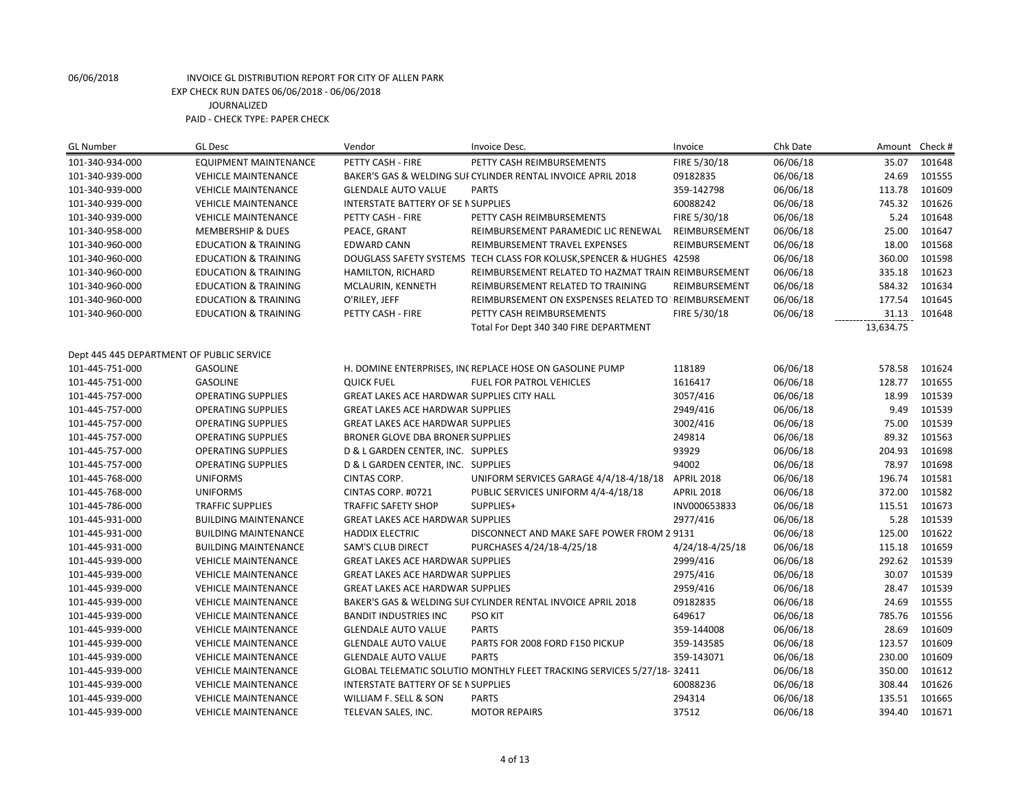06/06/2018 INVOICE GL DISTRIBUTION REPORT FOR CITY OF ALLEN PARK
EXP CHECK RUN DATES 06/06/2018 - 06/06/2018
JOURNALIZED
PAID - CHECK TYPE: PAPER CHECK

| GL Number | GL Desc | Vendor | Invoice Desc. | Invoice | Chk Date | Amount | Check # |
|---|---|---|---|---|---|---|---|
| 101-340-934-000 | EQUIPMENT MAINTENANCE | PETTY CASH - FIRE | PETTY CASH REIMBURSEMENTS | FIRE 5/30/18 | 06/06/18 | 35.07 | 101648 |
| 101-340-939-000 | VEHICLE MAINTENANCE | BAKER'S GAS & WELDING SUI | CYLINDER RENTAL INVOICE APRIL 2018 | 09182835 | 06/06/18 | 24.69 | 101555 |
| 101-340-939-000 | VEHICLE MAINTENANCE | GLENDALE AUTO VALUE | PARTS | 359-142798 | 06/06/18 | 113.78 | 101609 |
| 101-340-939-000 | VEHICLE MAINTENANCE | INTERSTATE BATTERY OF SE N | SUPPLIES | 60088242 | 06/06/18 | 745.32 | 101626 |
| 101-340-939-000 | VEHICLE MAINTENANCE | PETTY CASH - FIRE | PETTY CASH REIMBURSEMENTS | FIRE 5/30/18 | 06/06/18 | 5.24 | 101648 |
| 101-340-958-000 | MEMBERSHIP & DUES | PEACE, GRANT | REIMBURSEMENT PARAMEDIC LIC RENEWAL | REIMBURSEMENT | 06/06/18 | 25.00 | 101647 |
| 101-340-960-000 | EDUCATION & TRAINING | EDWARD CANN | REIMBURSEMENT TRAVEL EXPENSES | REIMBURSEMENT | 06/06/18 | 18.00 | 101568 |
| 101-340-960-000 | EDUCATION & TRAINING | DOUGLASS SAFETY SYSTEMS | TECH CLASS FOR KOLUSK,SPENCER & HUGHES | 42598 | 06/06/18 | 360.00 | 101598 |
| 101-340-960-000 | EDUCATION & TRAINING | HAMILTON, RICHARD | REIMBURSEMENT RELATED TO HAZMAT TRAIN | REIMBURSEMENT | 06/06/18 | 335.18 | 101623 |
| 101-340-960-000 | EDUCATION & TRAINING | MCLAURIN, KENNETH | REIMBURSEMENT RELATED TO TRAINING | REIMBURSEMENT | 06/06/18 | 584.32 | 101634 |
| 101-340-960-000 | EDUCATION & TRAINING | O'RILEY, JEFF | REIMBURSEMENT ON EXSPENSES RELATED TO | REIMBURSEMENT | 06/06/18 | 177.54 | 101645 |
| 101-340-960-000 | EDUCATION & TRAINING | PETTY CASH - FIRE | PETTY CASH REIMBURSEMENTS | FIRE 5/30/18 | 06/06/18 | 31.13 | 101648 |
| | | | Total For Dept 340 340 FIRE DEPARTMENT | | | 13,634.75 | |
| Dept 445 445 DEPARTMENT OF PUBLIC SERVICE | | | | | | | |
| 101-445-751-000 | GASOLINE | H. DOMINE ENTERPRISES, INC | REPLACE HOSE ON GASOLINE PUMP | 118189 | 06/06/18 | 578.58 | 101624 |
| 101-445-751-000 | GASOLINE | QUICK FUEL | FUEL FOR PATROL VEHICLES | 1616417 | 06/06/18 | 128.77 | 101655 |
| 101-445-757-000 | OPERATING SUPPLIES | GREAT LAKES ACE HARDWAR | SUPPLIES CITY HALL | 3057/416 | 06/06/18 | 18.99 | 101539 |
| 101-445-757-000 | OPERATING SUPPLIES | GREAT LAKES ACE HARDWAR | SUPPLIES | 2949/416 | 06/06/18 | 9.49 | 101539 |
| 101-445-757-000 | OPERATING SUPPLIES | GREAT LAKES ACE HARDWAR | SUPPLIES | 3002/416 | 06/06/18 | 75.00 | 101539 |
| 101-445-757-000 | OPERATING SUPPLIES | BRONER GLOVE DBA BRONER | SUPPLIES | 249814 | 06/06/18 | 89.32 | 101563 |
| 101-445-757-000 | OPERATING SUPPLIES | D & L GARDEN CENTER, INC. | SUPPLES | 93929 | 06/06/18 | 204.93 | 101698 |
| 101-445-757-000 | OPERATING SUPPLIES | D & L GARDEN CENTER, INC. | SUPPLIES | 94002 | 06/06/18 | 78.97 | 101698 |
| 101-445-768-000 | UNIFORMS | CINTAS CORP. | UNIFORM SERVICES GARAGE 4/4/18-4/18/18 | APRIL 2018 | 06/06/18 | 196.74 | 101581 |
| 101-445-768-000 | UNIFORMS | CINTAS CORP. #0721 | PUBLIC SERVICES UNIFORM 4/4-4/18/18 | APRIL 2018 | 06/06/18 | 372.00 | 101582 |
| 101-445-786-000 | TRAFFIC SUPPLIES | TRAFFIC SAFETY SHOP | SUPPLIES+ | INV000653833 | 06/06/18 | 115.51 | 101673 |
| 101-445-931-000 | BUILDING MAINTENANCE | GREAT LAKES ACE HARDWAR | SUPPLIES | 2977/416 | 06/06/18 | 5.28 | 101539 |
| 101-445-931-000 | BUILDING MAINTENANCE | HADDIX ELECTRIC | DISCONNECT AND MAKE SAFE POWER FROM 2 | 9131 | 06/06/18 | 125.00 | 101622 |
| 101-445-931-000 | BUILDING MAINTENANCE | SAM'S CLUB DIRECT | PURCHASES 4/24/18-4/25/18 | 4/24/18-4/25/18 | 06/06/18 | 115.18 | 101659 |
| 101-445-939-000 | VEHICLE MAINTENANCE | GREAT LAKES ACE HARDWAR | SUPPLIES | 2999/416 | 06/06/18 | 292.62 | 101539 |
| 101-445-939-000 | VEHICLE MAINTENANCE | GREAT LAKES ACE HARDWAR | SUPPLIES | 2975/416 | 06/06/18 | 30.07 | 101539 |
| 101-445-939-000 | VEHICLE MAINTENANCE | GREAT LAKES ACE HARDWAR | SUPPLIES | 2959/416 | 06/06/18 | 28.47 | 101539 |
| 101-445-939-000 | VEHICLE MAINTENANCE | BAKER'S GAS & WELDING SUI | CYLINDER RENTAL INVOICE APRIL 2018 | 09182835 | 06/06/18 | 24.69 | 101555 |
| 101-445-939-000 | VEHICLE MAINTENANCE | BANDIT INDUSTRIES INC | PSO KIT | 649617 | 06/06/18 | 785.76 | 101556 |
| 101-445-939-000 | VEHICLE MAINTENANCE | GLENDALE AUTO VALUE | PARTS | 359-144008 | 06/06/18 | 28.69 | 101609 |
| 101-445-939-000 | VEHICLE MAINTENANCE | GLENDALE AUTO VALUE | PARTS FOR 2008 FORD F150 PICKUP | 359-143585 | 06/06/18 | 123.57 | 101609 |
| 101-445-939-000 | VEHICLE MAINTENANCE | GLENDALE AUTO VALUE | PARTS | 359-143071 | 06/06/18 | 230.00 | 101609 |
| 101-445-939-000 | VEHICLE MAINTENANCE | GLOBAL TELEMATIC SOLUTIO | MONTHLY FLEET TRACKING SERVICES 5/27/18- | 32411 | 06/06/18 | 350.00 | 101612 |
| 101-445-939-000 | VEHICLE MAINTENANCE | INTERSTATE BATTERY OF SE N | SUPPLIES | 60088236 | 06/06/18 | 308.44 | 101626 |
| 101-445-939-000 | VEHICLE MAINTENANCE | WILLIAM F. SELL & SON | PARTS | 294314 | 06/06/18 | 135.51 | 101665 |
| 101-445-939-000 | VEHICLE MAINTENANCE | TELEVAN SALES, INC. | MOTOR REPAIRS | 37512 | 06/06/18 | 394.40 | 101671 |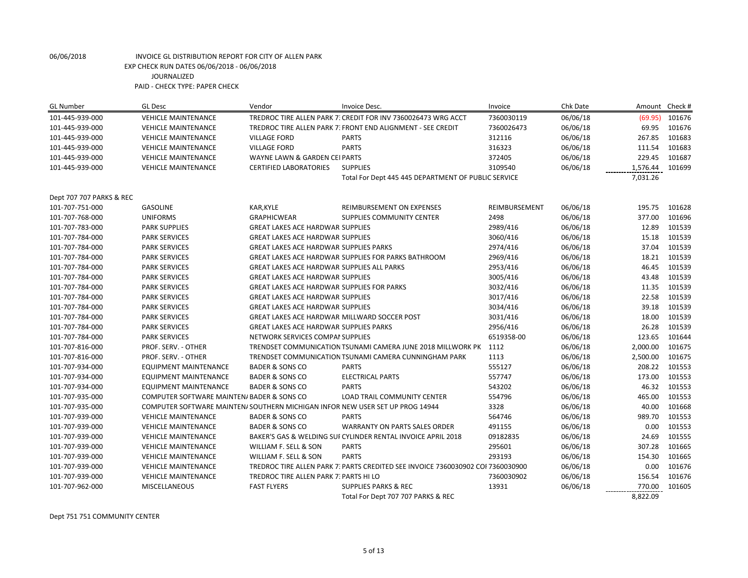06/06/2018 INVOICE GL DISTRIBUTION REPORT FOR CITY OF ALLEN PARK

EXP CHECK RUN DATES 06/06/2018 - 06/06/2018

JOURNALIZED

PAID - CHECK TYPE: PAPER CHECK

| GL Number | GL Desc | Vendor | Invoice Desc. | Invoice | Chk Date | Amount | Check # |
|---|---|---|---|---|---|---|---|
| 101-445-939-000 | VEHICLE MAINTENANCE | TREDROC TIRE ALLEN PARK 7: | CREDIT FOR INV 7360026473 WRG ACCT | 7360030119 | 06/06/18 | (69.95) | 101676 |
| 101-445-939-000 | VEHICLE MAINTENANCE | TREDROC TIRE ALLEN PARK 7: | FRONT END ALIGNMENT - SEE CREDIT | 7360026473 | 06/06/18 | 69.95 | 101676 |
| 101-445-939-000 | VEHICLE MAINTENANCE | VILLAGE FORD | PARTS | 312116 | 06/06/18 | 267.85 | 101683 |
| 101-445-939-000 | VEHICLE MAINTENANCE | VILLAGE FORD | PARTS | 316323 | 06/06/18 | 111.54 | 101683 |
| 101-445-939-000 | VEHICLE MAINTENANCE | WAYNE LAWN & GARDEN CEI | PARTS | 372405 | 06/06/18 | 229.45 | 101687 |
| 101-445-939-000 | VEHICLE MAINTENANCE | CERTIFIED LABORATORIES | SUPPLIES | 3109540 | 06/06/18 | 1,576.44 | 101699 |
| | | | Total For Dept 445 445 DEPARTMENT OF PUBLIC SERVICE | | | 7,031.26 | |
| Dept 707 707 PARKS & REC | | | | | | | |
| 101-707-751-000 | GASOLINE | KAR,KYLE | REIMBURSEMENT ON EXPENSES | REIMBURSEMENT | 06/06/18 | 195.75 | 101628 |
| 101-707-768-000 | UNIFORMS | GRAPHICWEAR | SUPPLIES COMMUNITY CENTER | 2498 | 06/06/18 | 377.00 | 101696 |
| 101-707-783-000 | PARK SUPPLIES | GREAT LAKES ACE HARDWAR | SUPPLIES | 2989/416 | 06/06/18 | 12.89 | 101539 |
| 101-707-784-000 | PARK SERVICES | GREAT LAKES ACE HARDWAR | SUPPLIES | 3060/416 | 06/06/18 | 15.18 | 101539 |
| 101-707-784-000 | PARK SERVICES | GREAT LAKES ACE HARDWAR | SUPPLIES PARKS | 2974/416 | 06/06/18 | 37.04 | 101539 |
| 101-707-784-000 | PARK SERVICES | GREAT LAKES ACE HARDWAR | SUPPLIES FOR PARKS BATHROOM | 2969/416 | 06/06/18 | 18.21 | 101539 |
| 101-707-784-000 | PARK SERVICES | GREAT LAKES ACE HARDWAR | SUPPLIES ALL PARKS | 2953/416 | 06/06/18 | 46.45 | 101539 |
| 101-707-784-000 | PARK SERVICES | GREAT LAKES ACE HARDWAR | SUPPLIES | 3005/416 | 06/06/18 | 43.48 | 101539 |
| 101-707-784-000 | PARK SERVICES | GREAT LAKES ACE HARDWAR | SUPPLIES FOR PARKS | 3032/416 | 06/06/18 | 11.35 | 101539 |
| 101-707-784-000 | PARK SERVICES | GREAT LAKES ACE HARDWAR | SUPPLIES | 3017/416 | 06/06/18 | 22.58 | 101539 |
| 101-707-784-000 | PARK SERVICES | GREAT LAKES ACE HARDWAR | SUPPLIES | 3034/416 | 06/06/18 | 39.18 | 101539 |
| 101-707-784-000 | PARK SERVICES | GREAT LAKES ACE HARDWAR | MILLWARD SOCCER POST | 3031/416 | 06/06/18 | 18.00 | 101539 |
| 101-707-784-000 | PARK SERVICES | GREAT LAKES ACE HARDWAR | SUPPLIES PARKS | 2956/416 | 06/06/18 | 26.28 | 101539 |
| 101-707-784-000 | PARK SERVICES | NETWORK SERVICES COMPAI | SUPPLIES | 6519358-00 | 06/06/18 | 123.65 | 101644 |
| 101-707-816-000 | PROF. SERV. - OTHER | TRENDSET COMMUNICATION | TSUNAMI CAMERA JUNE 2018 MILLWORK PK | 1112 | 06/06/18 | 2,000.00 | 101675 |
| 101-707-816-000 | PROF. SERV. - OTHER | TRENDSET COMMUNICATION | TSUNAMI CAMERA CUNNINGHAM PARK | 1113 | 06/06/18 | 2,500.00 | 101675 |
| 101-707-934-000 | EQUIPMENT MAINTENANCE | BADER & SONS CO | PARTS | 555127 | 06/06/18 | 208.22 | 101553 |
| 101-707-934-000 | EQUIPMENT MAINTENANCE | BADER & SONS CO | ELECTRICAL PARTS | 557747 | 06/06/18 | 173.00 | 101553 |
| 101-707-934-000 | EQUIPMENT MAINTENANCE | BADER & SONS CO | PARTS | 543202 | 06/06/18 | 46.32 | 101553 |
| 101-707-935-000 | COMPUTER SOFTWARE MAINTEN/ | BADER & SONS CO | LOAD TRAIL COMMUNITY CENTER | 554796 | 06/06/18 | 465.00 | 101553 |
| 101-707-935-000 | COMPUTER SOFTWARE MAINTEN/ | SOUTHERN MICHIGAN INFOR | NEW USER SET UP PROG 14944 | 3328 | 06/06/18 | 40.00 | 101668 |
| 101-707-939-000 | VEHICLE MAINTENANCE | BADER & SONS CO | PARTS | 564746 | 06/06/18 | 989.70 | 101553 |
| 101-707-939-000 | VEHICLE MAINTENANCE | BADER & SONS CO | WARRANTY ON PARTS SALES ORDER | 491155 | 06/06/18 | 0.00 | 101553 |
| 101-707-939-000 | VEHICLE MAINTENANCE | BAKER'S GAS & WELDING SUI | CYLINDER RENTAL INVOICE APRIL 2018 | 09182835 | 06/06/18 | 24.69 | 101555 |
| 101-707-939-000 | VEHICLE MAINTENANCE | WILLIAM F. SELL & SON | PARTS | 295601 | 06/06/18 | 307.28 | 101665 |
| 101-707-939-000 | VEHICLE MAINTENANCE | WILLIAM F. SELL & SON | PARTS | 293193 | 06/06/18 | 154.30 | 101665 |
| 101-707-939-000 | VEHICLE MAINTENANCE | TREDROC TIRE ALLEN PARK 7: | PARTS CREDITED SEE INVOICE 7360030902 | COI 7360030900 | 06/06/18 | 0.00 | 101676 |
| 101-707-939-000 | VEHICLE MAINTENANCE | TREDROC TIRE ALLEN PARK 7: | PARTS HI LO | 7360030902 | 06/06/18 | 156.54 | 101676 |
| 101-707-962-000 | MISCELLANEOUS | FAST FLYERS | SUPPLIES PARKS & REC | 13931 | 06/06/18 | 770.00 | 101605 |
| | | | Total For Dept 707 707 PARKS & REC | | | 8,822.09 | |

Dept 751 751 COMMUNITY CENTER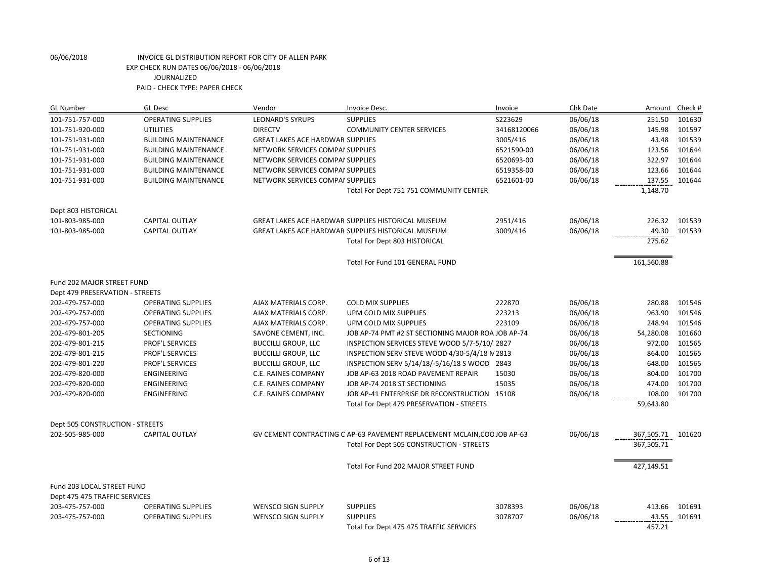06/06/2018 INVOICE GL DISTRIBUTION REPORT FOR CITY OF ALLEN PARK
EXP CHECK RUN DATES 06/06/2018 - 06/06/2018
JOURNALIZED
PAID - CHECK TYPE: PAPER CHECK

| GL Number | GL Desc | Vendor | Invoice Desc. | Invoice | Chk Date | Amount | Check # |
|---|---|---|---|---|---|---|---|
| 101-751-757-000 | OPERATING SUPPLIES | LEONARD'S SYRUPS | SUPPLIES | S223629 | 06/06/18 | 251.50 | 101630 |
| 101-751-920-000 | UTILITIES | DIRECTV | COMMUNITY CENTER SERVICES | 34168120066 | 06/06/18 | 145.98 | 101597 |
| 101-751-931-000 | BUILDING MAINTENANCE | GREAT LAKES ACE HARDWAR SUPPLIES | | 3005/416 | 06/06/18 | 43.48 | 101539 |
| 101-751-931-000 | BUILDING MAINTENANCE | NETWORK SERVICES COMPAI SUPPLIES | | 6521590-00 | 06/06/18 | 123.56 | 101644 |
| 101-751-931-000 | BUILDING MAINTENANCE | NETWORK SERVICES COMPAI SUPPLIES | | 6520693-00 | 06/06/18 | 322.97 | 101644 |
| 101-751-931-000 | BUILDING MAINTENANCE | NETWORK SERVICES COMPAI SUPPLIES | | 6519358-00 | 06/06/18 | 123.66 | 101644 |
| 101-751-931-000 | BUILDING MAINTENANCE | NETWORK SERVICES COMPAI SUPPLIES | | 6521601-00 | 06/06/18 | 137.55 | 101644 |
| | | | Total For Dept 751 751 COMMUNITY CENTER | | | 1,148.70 | |
| Dept 803 HISTORICAL | | | | | | | |
| 101-803-985-000 | CAPITAL OUTLAY | GREAT LAKES ACE HARDWAR SUPPLIES HISTORICAL MUSEUM | | 2951/416 | 06/06/18 | 226.32 | 101539 |
| 101-803-985-000 | CAPITAL OUTLAY | GREAT LAKES ACE HARDWAR SUPPLIES HISTORICAL MUSEUM | | 3009/416 | 06/06/18 | 49.30 | 101539 |
| | | | Total For Dept 803 HISTORICAL | | | 275.62 | |
| | | | Total For Fund 101 GENERAL FUND | | | 161,560.88 | |
| Fund 202 MAJOR STREET FUND | | | | | | | |
| Dept 479 PRESERVATION - STREETS | | | | | | | |
| 202-479-757-000 | OPERATING SUPPLIES | AJAX MATERIALS CORP. | COLD MIX SUPPLIES | 222870 | 06/06/18 | 280.88 | 101546 |
| 202-479-757-000 | OPERATING SUPPLIES | AJAX MATERIALS CORP. | UPM COLD MIX SUPPLIES | 223213 | 06/06/18 | 963.90 | 101546 |
| 202-479-757-000 | OPERATING SUPPLIES | AJAX MATERIALS CORP. | UPM COLD MIX SUPPLIES | 223109 | 06/06/18 | 248.94 | 101546 |
| 202-479-801-205 | SECTIONING | SAVONE CEMENT, INC. | JOB AP-74 PMT #2 ST SECTIONING MAJOR ROA | JOB AP-74 | 06/06/18 | 54,280.08 | 101660 |
| 202-479-801-215 | PROF'L SERVICES | BUCCILLI GROUP, LLC | INSPECTION SERVICES STEVE WOOD 5/7-5/10/ | 2827 | 06/06/18 | 972.00 | 101565 |
| 202-479-801-215 | PROF'L SERVICES | BUCCILLI GROUP, LLC | INSPECTION SERV STEVE WOOD 4/30-5/4/18 N | 2813 | 06/06/18 | 864.00 | 101565 |
| 202-479-801-220 | PROF'L SERVICES | BUCCILLI GROUP, LLC | INSPECTION SERV 5/14/18/-5/16/18 S WOOD | 2843 | 06/06/18 | 648.00 | 101565 |
| 202-479-820-000 | ENGINEERING | C.E. RAINES COMPANY | JOB AP-63 2018 ROAD PAVEMENT REPAIR | 15030 | 06/06/18 | 804.00 | 101700 |
| 202-479-820-000 | ENGINEERING | C.E. RAINES COMPANY | JOB AP-74 2018 ST SECTIONING | 15035 | 06/06/18 | 474.00 | 101700 |
| 202-479-820-000 | ENGINEERING | C.E. RAINES COMPANY | JOB AP-41 ENTERPRISE DR RECONSTRUCTION | 15108 | 06/06/18 | 108.00 | 101700 |
| | | | Total For Dept 479 PRESERVATION - STREETS | | | 59,643.80 | |
| Dept 505 CONSTRUCTION - STREETS | | | | | | | |
| 202-505-985-000 | CAPITAL OUTLAY | GV CEMENT CONTRACTING C | AP-63 PAVEMENT REPLACEMENT MCLAIN,COO | JOB AP-63 | 06/06/18 | 367,505.71 | 101620 |
| | | | Total For Dept 505 CONSTRUCTION - STREETS | | | 367,505.71 | |
| | | | Total For Fund 202 MAJOR STREET FUND | | | 427,149.51 | |
| Fund 203 LOCAL STREET FUND | | | | | | | |
| Dept 475 475 TRAFFIC SERVICES | | | | | | | |
| 203-475-757-000 | OPERATING SUPPLIES | WENSCO SIGN SUPPLY | SUPPLIES | 3078393 | 06/06/18 | 413.66 | 101691 |
| 203-475-757-000 | OPERATING SUPPLIES | WENSCO SIGN SUPPLY | SUPPLIES | 3078707 | 06/06/18 | 43.55 | 101691 |
| | | | Total For Dept 475 475 TRAFFIC SERVICES | | | 457.21 | |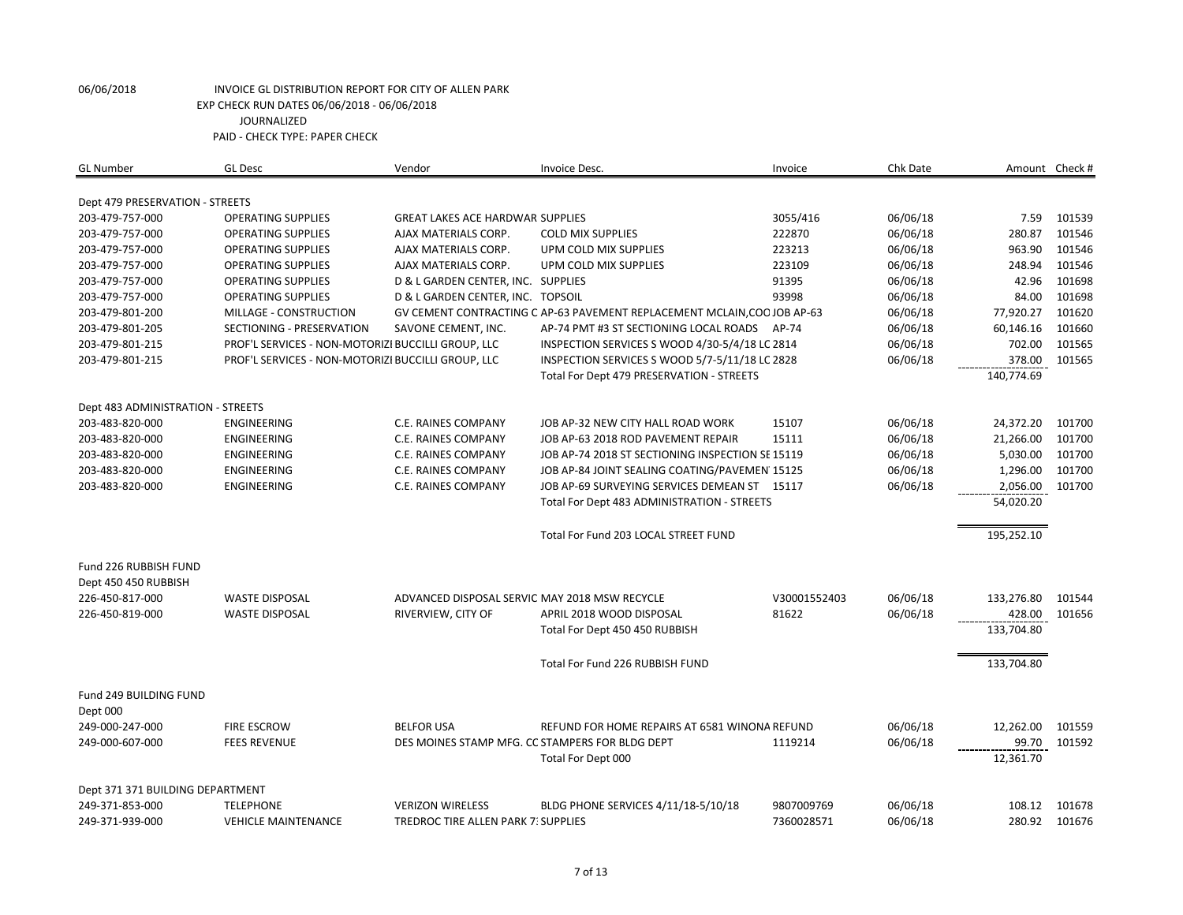06/06/2018 INVOICE GL DISTRIBUTION REPORT FOR CITY OF ALLEN PARK
EXP CHECK RUN DATES 06/06/2018 - 06/06/2018
JOURNALIZED
PAID - CHECK TYPE: PAPER CHECK

| GL Number | GL Desc | Vendor | Invoice Desc. | Invoice | Chk Date | Amount | Check # |
|---|---|---|---|---|---|---|---|
| Dept 479 PRESERVATION - STREETS | | | | | | | |
| 203-479-757-000 | OPERATING SUPPLIES | GREAT LAKES ACE HARDWAR SUPPLIES | | 3055/416 | 06/06/18 | 7.59 | 101539 |
| 203-479-757-000 | OPERATING SUPPLIES | AJAX MATERIALS CORP. | COLD MIX SUPPLIES | 222870 | 06/06/18 | 280.87 | 101546 |
| 203-479-757-000 | OPERATING SUPPLIES | AJAX MATERIALS CORP. | UPM COLD MIX SUPPLIES | 223213 | 06/06/18 | 963.90 | 101546 |
| 203-479-757-000 | OPERATING SUPPLIES | AJAX MATERIALS CORP. | UPM COLD MIX SUPPLIES | 223109 | 06/06/18 | 248.94 | 101546 |
| 203-479-757-000 | OPERATING SUPPLIES | D & L GARDEN CENTER, INC. | SUPPLIES | 91395 | 06/06/18 | 42.96 | 101698 |
| 203-479-757-000 | OPERATING SUPPLIES | D & L GARDEN CENTER, INC. | TOPSOIL | 93998 | 06/06/18 | 84.00 | 101698 |
| 203-479-801-200 | MILLAGE - CONSTRUCTION | GV CEMENT CONTRACTING C | AP-63 PAVEMENT REPLACEMENT MCLAIN,COO | JOB AP-63 | 06/06/18 | 77,920.27 | 101620 |
| 203-479-801-205 | SECTIONING - PRESERVATION | SAVONE CEMENT, INC. | AP-74 PMT #3 ST SECTIONING LOCAL ROADS | AP-74 | 06/06/18 | 60,146.16 | 101660 |
| 203-479-801-215 | PROF'L SERVICES - NON-MOTORIZI | BUCCILLI GROUP, LLC | INSPECTION SERVICES S WOOD 4/30-5/4/18 LC | 2814 | 06/06/18 | 702.00 | 101565 |
| 203-479-801-215 | PROF'L SERVICES - NON-MOTORIZI | BUCCILLI GROUP, LLC | INSPECTION SERVICES S WOOD 5/7-5/11/18 LC | 2828 | 06/06/18 | 378.00 | 101565 |
| | | | Total For Dept 479 PRESERVATION - STREETS | | | 140,774.69 | |
| Dept 483 ADMINISTRATION - STREETS | | | | | | | |
| 203-483-820-000 | ENGINEERING | C.E. RAINES COMPANY | JOB AP-32 NEW CITY HALL ROAD WORK | 15107 | 06/06/18 | 24,372.20 | 101700 |
| 203-483-820-000 | ENGINEERING | C.E. RAINES COMPANY | JOB AP-63 2018 ROD PAVEMENT REPAIR | 15111 | 06/06/18 | 21,266.00 | 101700 |
| 203-483-820-000 | ENGINEERING | C.E. RAINES COMPANY | JOB AP-74 2018 ST SECTIONING INSPECTION SE | 15119 | 06/06/18 | 5,030.00 | 101700 |
| 203-483-820-000 | ENGINEERING | C.E. RAINES COMPANY | JOB AP-84 JOINT SEALING COATING/PAVEMEN | 15125 | 06/06/18 | 1,296.00 | 101700 |
| 203-483-820-000 | ENGINEERING | C.E. RAINES COMPANY | JOB AP-69 SURVEYING SERVICES DEMEAN ST | 15117 | 06/06/18 | 2,056.00 | 101700 |
| | | | Total For Dept 483 ADMINISTRATION - STREETS | | | 54,020.20 | |
| | | | Total For Fund 203 LOCAL STREET FUND | | | 195,252.10 | |
| Fund 226 RUBBISH FUND | | | | | | | |
| Dept 450 450 RUBBISH | | | | | | | |
| 226-450-817-000 | WASTE DISPOSAL | ADVANCED DISPOSAL SERVIC | MAY 2018 MSW RECYCLE | V30001552403 | 06/06/18 | 133,276.80 | 101544 |
| 226-450-819-000 | WASTE DISPOSAL | RIVERVIEW, CITY OF | APRIL 2018 WOOD DISPOSAL | 81622 | 06/06/18 | 428.00 | 101656 |
| | | | Total For Dept 450 450 RUBBISH | | | 133,704.80 | |
| | | | Total For Fund 226 RUBBISH FUND | | | 133,704.80 | |
| Fund 249 BUILDING FUND | | | | | | | |
| Dept 000 | | | | | | | |
| 249-000-247-000 | FIRE ESCROW | BELFOR USA | REFUND FOR HOME REPAIRS AT 6581 WINONA | REFUND | 06/06/18 | 12,262.00 | 101559 |
| 249-000-607-000 | FEES REVENUE | DES MOINES STAMP MFG. CC | STAMPERS FOR BLDG DEPT | 1119214 | 06/06/18 | 99.70 | 101592 |
| | | | Total For Dept 000 | | | 12,361.70 | |
| Dept 371 371 BUILDING DEPARTMENT | | | | | | | |
| 249-371-853-000 | TELEPHONE | VERIZON WIRELESS | BLDG PHONE SERVICES 4/11/18-5/10/18 | 9807009769 | 06/06/18 | 108.12 | 101678 |
| 249-371-939-000 | VEHICLE MAINTENANCE | TREDROC TIRE ALLEN PARK 7 | SUPPLIES | 7360028571 | 06/06/18 | 280.92 | 101676 |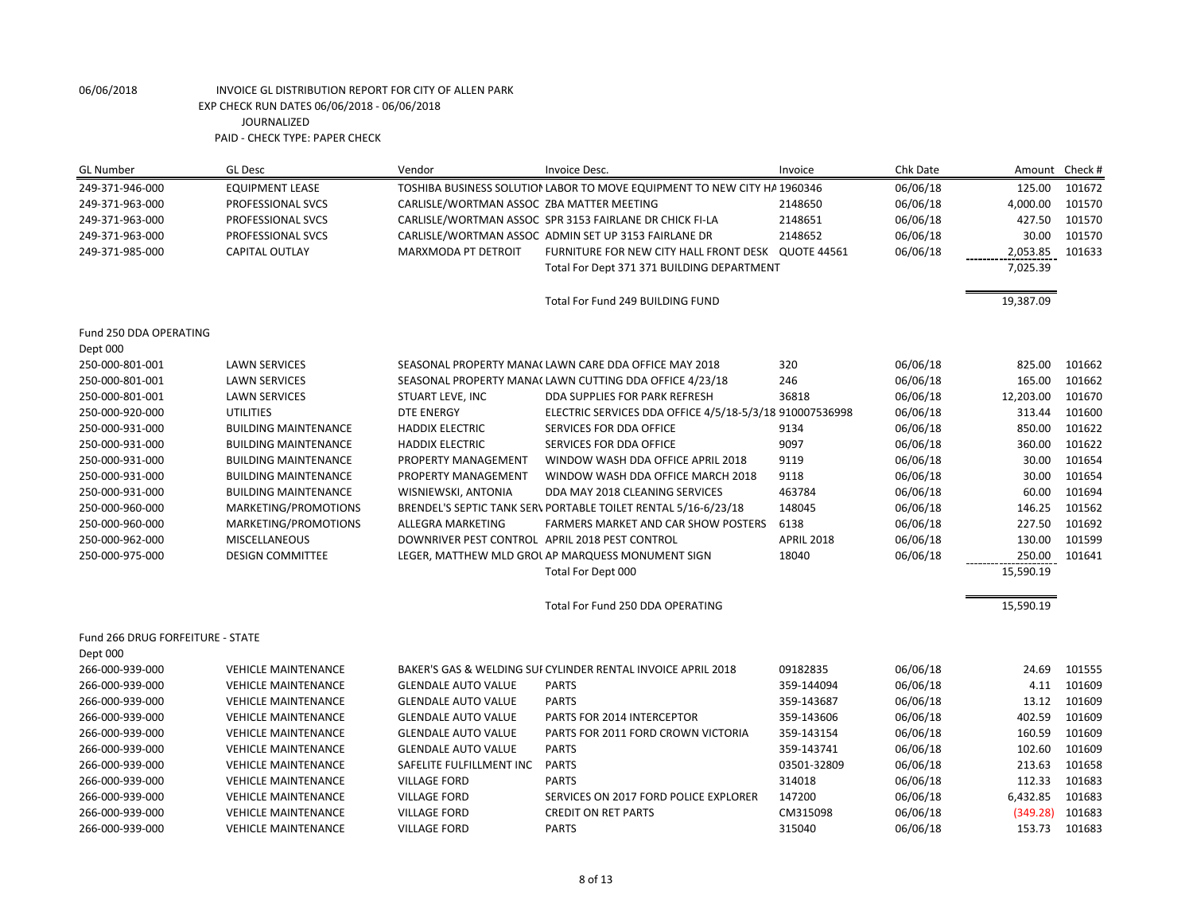06/06/2018 INVOICE GL DISTRIBUTION REPORT FOR CITY OF ALLEN PARK
EXP CHECK RUN DATES 06/06/2018 - 06/06/2018
JOURNALIZED
PAID - CHECK TYPE: PAPER CHECK

| GL Number | GL Desc | Vendor | Invoice Desc. | Invoice | Chk Date | Amount | Check # |
|---|---|---|---|---|---|---|---|
| 249-371-946-000 | EQUIPMENT LEASE | TOSHIBA BUSINESS SOLUTION | LABOR TO MOVE EQUIPMENT TO NEW CITY HA | 1960346 | 06/06/18 | 125.00 | 101672 |
| 249-371-963-000 | PROFESSIONAL SVCS | CARLISLE/WORTMAN ASSOC | ZBA MATTER MEETING | 2148650 | 06/06/18 | 4,000.00 | 101570 |
| 249-371-963-000 | PROFESSIONAL SVCS | CARLISLE/WORTMAN ASSOC | SPR 3153 FAIRLANE DR CHICK FI-LA | 2148651 | 06/06/18 | 427.50 | 101570 |
| 249-371-963-000 | PROFESSIONAL SVCS | CARLISLE/WORTMAN ASSOC | ADMIN SET UP 3153 FAIRLANE DR | 2148652 | 06/06/18 | 30.00 | 101570 |
| 249-371-985-000 | CAPITAL OUTLAY | MARXMODA PT DETROIT | FURNITURE FOR NEW CITY HALL FRONT DESK | QUOTE 44561 | 06/06/18 | 2,053.85 | 101633 |
| | | | Total For Dept 371 371 BUILDING DEPARTMENT | | | 7,025.39 | |
| | | | Total For Fund 249 BUILDING FUND | | | 19,387.09 | |
| Fund 250 DDA OPERATING | | | | | | | |
| Dept 000 | | | | | | | |
| 250-000-801-001 | LAWN SERVICES | SEASONAL PROPERTY MANA( | LAWN CARE DDA OFFICE MAY 2018 | 320 | 06/06/18 | 825.00 | 101662 |
| 250-000-801-001 | LAWN SERVICES | SEASONAL PROPERTY MANA( | LAWN CUTTING DDA OFFICE 4/23/18 | 246 | 06/06/18 | 165.00 | 101662 |
| 250-000-801-001 | LAWN SERVICES | STUART LEVE, INC | DDA SUPPLIES FOR PARK REFRESH | 36818 | 06/06/18 | 12,203.00 | 101670 |
| 250-000-920-000 | UTILITIES | DTE ENERGY | ELECTRIC SERVICES DDA OFFICE 4/5/18-5/3/18 | 910007536998 | 06/06/18 | 313.44 | 101600 |
| 250-000-931-000 | BUILDING MAINTENANCE | HADDIX ELECTRIC | SERVICES FOR DDA OFFICE | 9134 | 06/06/18 | 850.00 | 101622 |
| 250-000-931-000 | BUILDING MAINTENANCE | HADDIX ELECTRIC | SERVICES FOR DDA OFFICE | 9097 | 06/06/18 | 360.00 | 101622 |
| 250-000-931-000 | BUILDING MAINTENANCE | PROPERTY MANAGEMENT | WINDOW WASH DDA OFFICE APRIL 2018 | 9119 | 06/06/18 | 30.00 | 101654 |
| 250-000-931-000 | BUILDING MAINTENANCE | PROPERTY MANAGEMENT | WINDOW WASH DDA OFFICE MARCH 2018 | 9118 | 06/06/18 | 30.00 | 101654 |
| 250-000-931-000 | BUILDING MAINTENANCE | WISNIEWSKI, ANTONIA | DDA MAY 2018 CLEANING SERVICES | 463784 | 06/06/18 | 60.00 | 101694 |
| 250-000-960-000 | MARKETING/PROMOTIONS | BRENDEL'S SEPTIC TANK SER\ | PORTABLE TOILET RENTAL 5/16-6/23/18 | 148045 | 06/06/18 | 146.25 | 101562 |
| 250-000-960-000 | MARKETING/PROMOTIONS | ALLEGRA MARKETING | FARMERS MARKET AND CAR SHOW POSTERS | 6138 | 06/06/18 | 227.50 | 101692 |
| 250-000-962-000 | MISCELLANEOUS | DOWNRIVER PEST CONTROL | APRIL 2018 PEST CONTROL | APRIL 2018 | 06/06/18 | 130.00 | 101599 |
| 250-000-975-000 | DESIGN COMMITTEE | LEGER, MATTHEW MLD GROU | AP MARQUESS MONUMENT SIGN | 18040 | 06/06/18 | 250.00 | 101641 |
| | | | Total For Dept 000 | | | 15,590.19 | |
| | | | Total For Fund 250 DDA OPERATING | | | 15,590.19 | |
| Fund 266 DRUG FORFEITURE - STATE | | | | | | | |
| Dept 000 | | | | | | | |
| 266-000-939-000 | VEHICLE MAINTENANCE | BAKER'S GAS & WELDING SUI | CYLINDER RENTAL INVOICE APRIL 2018 | 09182835 | 06/06/18 | 24.69 | 101555 |
| 266-000-939-000 | VEHICLE MAINTENANCE | GLENDALE AUTO VALUE | PARTS | 359-144094 | 06/06/18 | 4.11 | 101609 |
| 266-000-939-000 | VEHICLE MAINTENANCE | GLENDALE AUTO VALUE | PARTS | 359-143687 | 06/06/18 | 13.12 | 101609 |
| 266-000-939-000 | VEHICLE MAINTENANCE | GLENDALE AUTO VALUE | PARTS FOR 2014 INTERCEPTOR | 359-143606 | 06/06/18 | 402.59 | 101609 |
| 266-000-939-000 | VEHICLE MAINTENANCE | GLENDALE AUTO VALUE | PARTS FOR 2011 FORD CROWN VICTORIA | 359-143154 | 06/06/18 | 160.59 | 101609 |
| 266-000-939-000 | VEHICLE MAINTENANCE | GLENDALE AUTO VALUE | PARTS | 359-143741 | 06/06/18 | 102.60 | 101609 |
| 266-000-939-000 | VEHICLE MAINTENANCE | SAFELITE FULFILLMENT INC | PARTS | 03501-32809 | 06/06/18 | 213.63 | 101658 |
| 266-000-939-000 | VEHICLE MAINTENANCE | VILLAGE FORD | PARTS | 314018 | 06/06/18 | 112.33 | 101683 |
| 266-000-939-000 | VEHICLE MAINTENANCE | VILLAGE FORD | SERVICES ON 2017 FORD POLICE EXPLORER | 147200 | 06/06/18 | 6,432.85 | 101683 |
| 266-000-939-000 | VEHICLE MAINTENANCE | VILLAGE FORD | CREDIT ON RET PARTS | CM315098 | 06/06/18 | (349.28) | 101683 |
| 266-000-939-000 | VEHICLE MAINTENANCE | VILLAGE FORD | PARTS | 315040 | 06/06/18 | 153.73 | 101683 |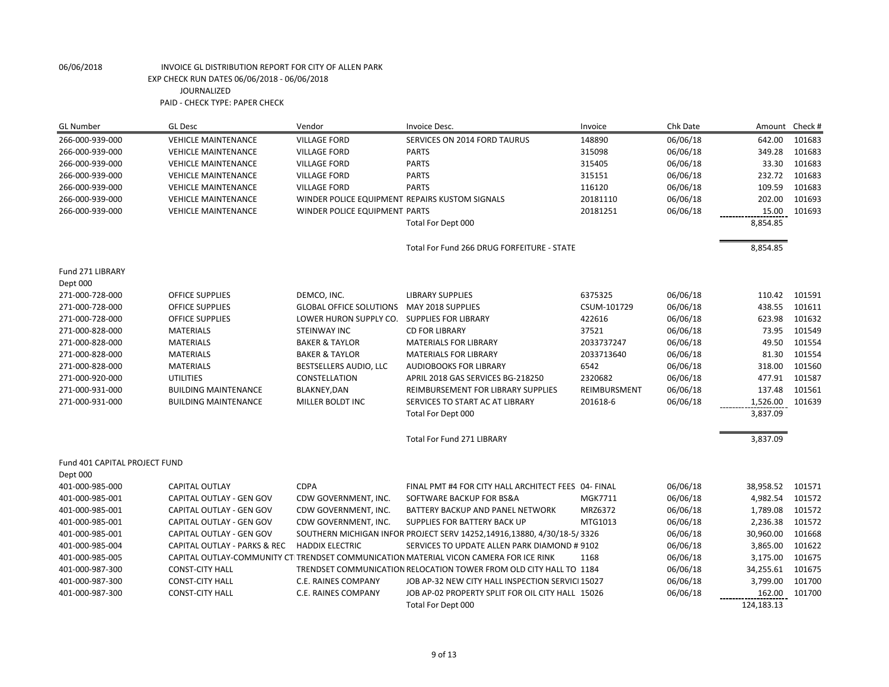06/06/2018 INVOICE GL DISTRIBUTION REPORT FOR CITY OF ALLEN PARK
EXP CHECK RUN DATES 06/06/2018 - 06/06/2018
JOURNALIZED
PAID - CHECK TYPE: PAPER CHECK

| GL Number | GL Desc | Vendor | Invoice Desc. | Invoice | Chk Date | Amount | Check # |
|---|---|---|---|---|---|---|---|
| 266-000-939-000 | VEHICLE MAINTENANCE | VILLAGE FORD | SERVICES ON 2014 FORD TAURUS | 148890 | 06/06/18 | 642.00 | 101683 |
| 266-000-939-000 | VEHICLE MAINTENANCE | VILLAGE FORD | PARTS | 315098 | 06/06/18 | 349.28 | 101683 |
| 266-000-939-000 | VEHICLE MAINTENANCE | VILLAGE FORD | PARTS | 315405 | 06/06/18 | 33.30 | 101683 |
| 266-000-939-000 | VEHICLE MAINTENANCE | VILLAGE FORD | PARTS | 315151 | 06/06/18 | 232.72 | 101683 |
| 266-000-939-000 | VEHICLE MAINTENANCE | VILLAGE FORD | PARTS | 116120 | 06/06/18 | 109.59 | 101683 |
| 266-000-939-000 | VEHICLE MAINTENANCE | WINDER POLICE EQUIPMENT | REPAIRS KUSTOM SIGNALS | 20181110 | 06/06/18 | 202.00 | 101693 |
| 266-000-939-000 | VEHICLE MAINTENANCE | WINDER POLICE EQUIPMENT | PARTS | 20181251 | 06/06/18 | 15.00 | 101693 |
| | | | Total For Dept 000 | | | 8,854.85 | |
| | | | Total For Fund 266 DRUG FORFEITURE - STATE | | | 8,854.85 | |
| Fund 271 LIBRARY | | | | | | | |
| Dept 000 | | | | | | | |
| 271-000-728-000 | OFFICE SUPPLIES | DEMCO, INC. | LIBRARY SUPPLIES | 6375325 | 06/06/18 | 110.42 | 101591 |
| 271-000-728-000 | OFFICE SUPPLIES | GLOBAL OFFICE SOLUTIONS | MAY 2018 SUPPLIES | CSUM-101729 | 06/06/18 | 438.55 | 101611 |
| 271-000-728-000 | OFFICE SUPPLIES | LOWER HURON SUPPLY CO. | SUPPLIES FOR LIBRARY | 422616 | 06/06/18 | 623.98 | 101632 |
| 271-000-828-000 | MATERIALS | STEINWAY INC | CD FOR LIBRARY | 37521 | 06/06/18 | 73.95 | 101549 |
| 271-000-828-000 | MATERIALS | BAKER & TAYLOR | MATERIALS FOR LIBRARY | 2033737247 | 06/06/18 | 49.50 | 101554 |
| 271-000-828-000 | MATERIALS | BAKER & TAYLOR | MATERIALS FOR LIBRARY | 2033713640 | 06/06/18 | 81.30 | 101554 |
| 271-000-828-000 | MATERIALS | BESTSELLERS AUDIO, LLC | AUDIOBOOKS FOR LIBRARY | 6542 | 06/06/18 | 318.00 | 101560 |
| 271-000-920-000 | UTILITIES | CONSTELLATION | APRIL 2018 GAS SERVICES BG-218250 | 2320682 | 06/06/18 | 477.91 | 101587 |
| 271-000-931-000 | BUILDING MAINTENANCE | BLAKNEY,DAN | REIMBURSEMENT FOR LIBRARY SUPPLIES | REIMBURSMENT | 06/06/18 | 137.48 | 101561 |
| 271-000-931-000 | BUILDING MAINTENANCE | MILLER BOLDT INC | SERVICES TO START AC AT LIBRARY | 201618-6 | 06/06/18 | 1,526.00 | 101639 |
| | | | Total For Dept 000 | | | 3,837.09 | |
| | | | Total For Fund 271 LIBRARY | | | 3,837.09 | |
| Fund 401 CAPITAL PROJECT FUND | | | | | | | |
| Dept 000 | | | | | | | |
| 401-000-985-000 | CAPITAL OUTLAY | CDPA | FINAL PMT #4 FOR CITY HALL ARCHITECT FEES | 04- FINAL | 06/06/18 | 38,958.52 | 101571 |
| 401-000-985-001 | CAPITAL OUTLAY - GEN GOV | CDW GOVERNMENT, INC. | SOFTWARE BACKUP FOR BS&A | MGK7711 | 06/06/18 | 4,982.54 | 101572 |
| 401-000-985-001 | CAPITAL OUTLAY - GEN GOV | CDW GOVERNMENT, INC. | BATTERY BACKUP AND PANEL NETWORK | MRZ6372 | 06/06/18 | 1,789.08 | 101572 |
| 401-000-985-001 | CAPITAL OUTLAY - GEN GOV | CDW GOVERNMENT, INC. | SUPPLIES FOR BATTERY BACK UP | MTG1013 | 06/06/18 | 2,236.38 | 101572 |
| 401-000-985-001 | CAPITAL OUTLAY - GEN GOV | SOUTHERN MICHIGAN INFOR | PROJECT SERV 14252,14916,13880, 4/30/18-5/ | 3326 | 06/06/18 | 30,960.00 | 101668 |
| 401-000-985-004 | CAPITAL OUTLAY - PARKS & REC | HADDIX ELECTRIC | SERVICES TO UPDATE ALLEN PARK DIAMOND # | 9102 | 06/06/18 | 3,865.00 | 101622 |
| 401-000-985-005 | CAPITAL OUTLAY-COMMUNITY CT | TRENDSET COMMUNICATION | MATERIAL VICON CAMERA FOR ICE RINK | 1168 | 06/06/18 | 3,175.00 | 101675 |
| 401-000-987-300 | CONST-CITY HALL | TRENDSET COMMUNICATION | RELOCATION TOWER FROM OLD CITY HALL TO | 1184 | 06/06/18 | 34,255.61 | 101675 |
| 401-000-987-300 | CONST-CITY HALL | C.E. RAINES COMPANY | JOB AP-32 NEW CITY HALL INSPECTION SERVICI | 15027 | 06/06/18 | 3,799.00 | 101700 |
| 401-000-987-300 | CONST-CITY HALL | C.E. RAINES COMPANY | JOB AP-02 PROPERTY SPLIT FOR OIL CITY HALL | 15026 | 06/06/18 | 162.00 | 101700 |
| | | | Total For Dept 000 | | | 124,183.13 | |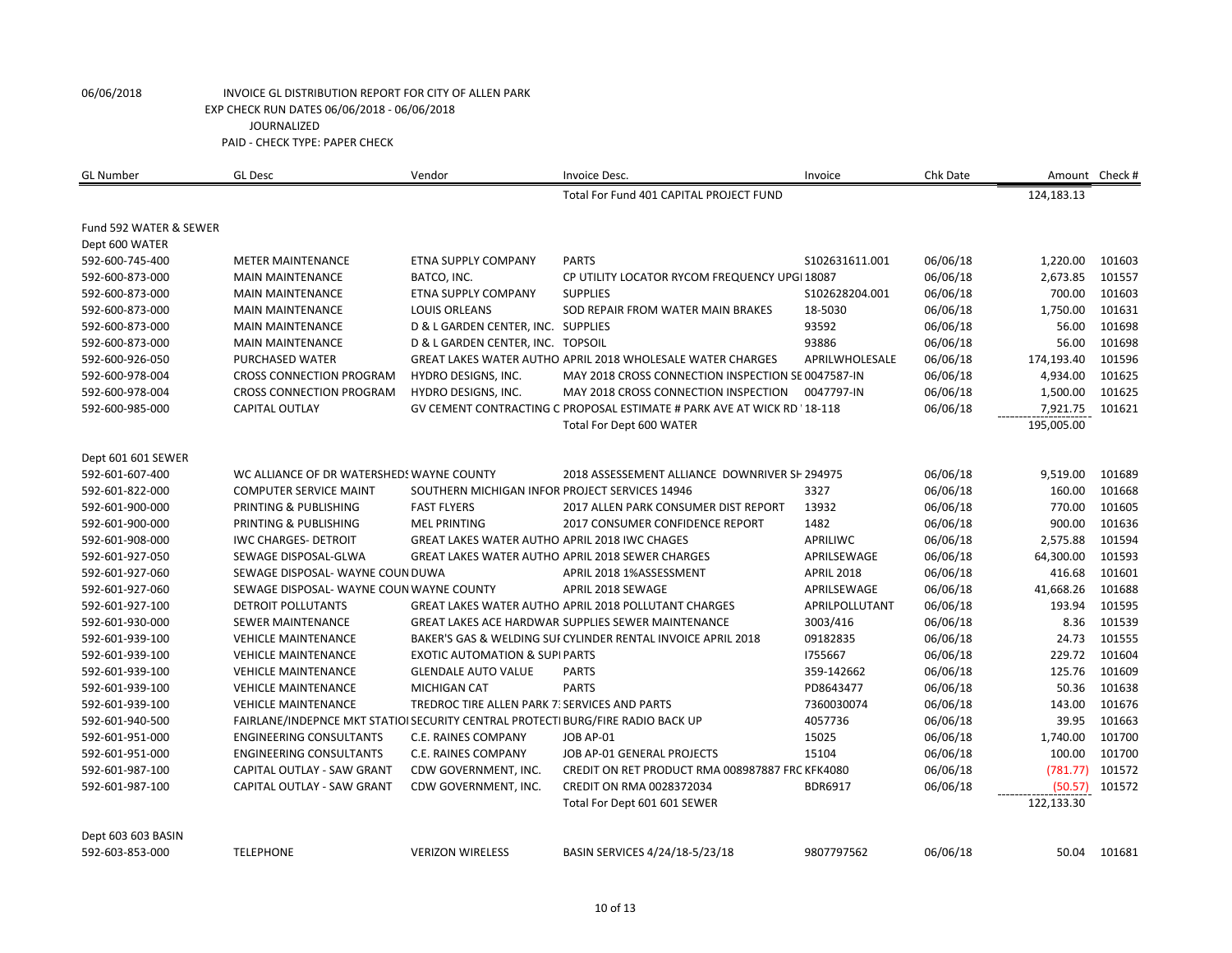06/06/2018 INVOICE GL DISTRIBUTION REPORT FOR CITY OF ALLEN PARK
EXP CHECK RUN DATES 06/06/2018 - 06/06/2018
JOURNALIZED
PAID - CHECK TYPE: PAPER CHECK

| GL Number | GL Desc | Vendor | Invoice Desc. | Invoice | Chk Date | Amount | Check # |
|---|---|---|---|---|---|---|---|
| | | | Total For Fund 401 CAPITAL PROJECT FUND | | | 124,183.13 | |
| Fund 592 WATER & SEWER | | | | | | | |
| Dept 600 WATER | | | | | | | |
| 592-600-745-400 | METER MAINTENANCE | ETNA SUPPLY COMPANY | PARTS | S102631611.001 | 06/06/18 | 1,220.00 | 101603 |
| 592-600-873-000 | MAIN MAINTENANCE | BATCO, INC. | CP UTILITY LOCATOR RYCOM FREQUENCY UPGI | 18087 | 06/06/18 | 2,673.85 | 101557 |
| 592-600-873-000 | MAIN MAINTENANCE | ETNA SUPPLY COMPANY | SUPPLIES | S102628204.001 | 06/06/18 | 700.00 | 101603 |
| 592-600-873-000 | MAIN MAINTENANCE | LOUIS ORLEANS | SOD REPAIR FROM WATER MAIN BRAKES | 18-5030 | 06/06/18 | 1,750.00 | 101631 |
| 592-600-873-000 | MAIN MAINTENANCE | D & L GARDEN CENTER, INC. | SUPPLIES | 93592 | 06/06/18 | 56.00 | 101698 |
| 592-600-873-000 | MAIN MAINTENANCE | D & L GARDEN CENTER, INC. | TOPSOIL | 93886 | 06/06/18 | 56.00 | 101698 |
| 592-600-926-050 | PURCHASED WATER | GREAT LAKES WATER AUTHO | APRIL 2018 WHOLESALE WATER CHARGES | APRILWHOLESALE | 06/06/18 | 174,193.40 | 101596 |
| 592-600-978-004 | CROSS CONNECTION PROGRAM | HYDRO DESIGNS, INC. | MAY 2018 CROSS CONNECTION INSPECTION SE | 0047587-IN | 06/06/18 | 4,934.00 | 101625 |
| 592-600-978-004 | CROSS CONNECTION PROGRAM | HYDRO DESIGNS, INC. | MAY 2018 CROSS CONNECTION INSPECTION | 0047797-IN | 06/06/18 | 1,500.00 | 101625 |
| 592-600-985-000 | CAPITAL OUTLAY | GV CEMENT CONTRACTING C | PROPOSAL ESTIMATE # PARK AVE AT WICK RD ' | 18-118 | 06/06/18 | 7,921.75 | 101621 |
| | | | Total For Dept 600 WATER | | | 195,005.00 | |
| Dept 601 601 SEWER | | | | | | | |
| 592-601-607-400 | WC ALLIANCE OF DR WATERSHEDS | WAYNE COUNTY | 2018 ASSESSEMENT ALLIANCE DOWNRIVER SH | 294975 | 06/06/18 | 9,519.00 | 101689 |
| 592-601-822-000 | COMPUTER SERVICE MAINT | SOUTHERN MICHIGAN INFOR | PROJECT SERVICES 14946 | 3327 | 06/06/18 | 160.00 | 101668 |
| 592-601-900-000 | PRINTING & PUBLISHING | FAST FLYERS | 2017 ALLEN PARK CONSUMER DIST REPORT | 13932 | 06/06/18 | 770.00 | 101605 |
| 592-601-900-000 | PRINTING & PUBLISHING | MEL PRINTING | 2017 CONSUMER CONFIDENCE REPORT | 1482 | 06/06/18 | 900.00 | 101636 |
| 592-601-908-000 | IWC CHARGES- DETROIT | GREAT LAKES WATER AUTHO | APRIL 2018 IWC CHAGES | APRILIWC | 06/06/18 | 2,575.88 | 101594 |
| 592-601-927-050 | SEWAGE DISPOSAL-GLWA | GREAT LAKES WATER AUTHO | APRIL 2018 SEWER CHARGES | APRILSEWAGE | 06/06/18 | 64,300.00 | 101593 |
| 592-601-927-060 | SEWAGE DISPOSAL- WAYNE COUN | DUWA | APRIL 2018 1%ASSESSMENT | APRIL 2018 | 06/06/18 | 416.68 | 101601 |
| 592-601-927-060 | SEWAGE DISPOSAL- WAYNE COUN | WAYNE COUNTY | APRIL 2018 SEWAGE | APRILSEWAGE | 06/06/18 | 41,668.26 | 101688 |
| 592-601-927-100 | DETROIT POLLUTANTS | GREAT LAKES WATER AUTHO | APRIL 2018 POLLUTANT CHARGES | APRILPOLLUTANT | 06/06/18 | 193.94 | 101595 |
| 592-601-930-000 | SEWER MAINTENANCE | GREAT LAKES ACE HARDWAR | SUPPLIES SEWER MAINTENANCE | 3003/416 | 06/06/18 | 8.36 | 101539 |
| 592-601-939-100 | VEHICLE MAINTENANCE | BAKER'S GAS & WELDING SUI | CYLINDER RENTAL INVOICE APRIL 2018 | 09182835 | 06/06/18 | 24.73 | 101555 |
| 592-601-939-100 | VEHICLE MAINTENANCE | EXOTIC AUTOMATION & SUPI | PARTS | I755667 | 06/06/18 | 229.72 | 101604 |
| 592-601-939-100 | VEHICLE MAINTENANCE | GLENDALE AUTO VALUE | PARTS | 359-142662 | 06/06/18 | 125.76 | 101609 |
| 592-601-939-100 | VEHICLE MAINTENANCE | MICHIGAN CAT | PARTS | PD8643477 | 06/06/18 | 50.36 | 101638 |
| 592-601-939-100 | VEHICLE MAINTENANCE | TREDROC TIRE ALLEN PARK 7: | SERVICES AND PARTS | 7360030074 | 06/06/18 | 143.00 | 101676 |
| 592-601-940-500 | FAIRLANE/INDEPNCE MKT STATIOI | SECURITY CENTRAL PROTECTI | BURG/FIRE RADIO BACK UP | 4057736 | 06/06/18 | 39.95 | 101663 |
| 592-601-951-000 | ENGINEERING CONSULTANTS | C.E. RAINES COMPANY | JOB AP-01 | 15025 | 06/06/18 | 1,740.00 | 101700 |
| 592-601-951-000 | ENGINEERING CONSULTANTS | C.E. RAINES COMPANY | JOB AP-01 GENERAL PROJECTS | 15104 | 06/06/18 | 100.00 | 101700 |
| 592-601-987-100 | CAPITAL OUTLAY - SAW GRANT | CDW GOVERNMENT, INC. | CREDIT ON RET PRODUCT RMA 008987887 FRC | KFK4080 | 06/06/18 | (781.77) | 101572 |
| 592-601-987-100 | CAPITAL OUTLAY - SAW GRANT | CDW GOVERNMENT, INC. | CREDIT ON RMA 0028372034 | BDR6917 | 06/06/18 | (50.57) | 101572 |
| | | | Total For Dept 601 601 SEWER | | | 122,133.30 | |
| Dept 603 603 BASIN | | | | | | | |
| 592-603-853-000 | TELEPHONE | VERIZON WIRELESS | BASIN SERVICES 4/24/18-5/23/18 | 9807797562 | 06/06/18 | 50.04 | 101681 |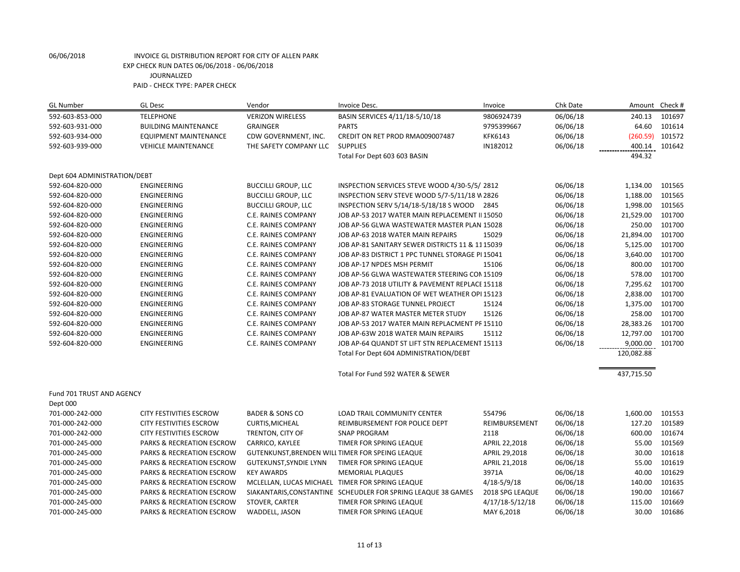06/06/2018 INVOICE GL DISTRIBUTION REPORT FOR CITY OF ALLEN PARK
EXP CHECK RUN DATES 06/06/2018 - 06/06/2018
JOURNALIZED
PAID - CHECK TYPE: PAPER CHECK

| GL Number | GL Desc | Vendor | Invoice Desc. | Invoice | Chk Date | Amount | Check # |
|---|---|---|---|---|---|---|---|
| 592-603-853-000 | TELEPHONE | VERIZON WIRELESS | BASIN SERVICES 4/11/18-5/10/18 | 9806924739 | 06/06/18 | 240.13 | 101697 |
| 592-603-931-000 | BUILDING MAINTENANCE | GRAINGER | PARTS | 9795399667 | 06/06/18 | 64.60 | 101614 |
| 592-603-934-000 | EQUIPMENT MAINTENANCE | CDW GOVERNMENT, INC. | CREDIT ON RET PROD RMA009007487 | KFK6143 | 06/06/18 | (260.59) | 101572 |
| 592-603-939-000 | VEHICLE MAINTENANCE | THE SAFETY COMPANY LLC | SUPPLIES | IN182012 | 06/06/18 | 400.14 | 101642 |
| | | | Total For Dept 603 603 BASIN | | | 494.32 | |
| Dept 604 ADMINISTRATION/DEBT | | | | | | | |
| 592-604-820-000 | ENGINEERING | BUCCILLI GROUP, LLC | INSPECTION SERVICES STEVE WOOD 4/30-5/5/ | 2812 | 06/06/18 | 1,134.00 | 101565 |
| 592-604-820-000 | ENGINEERING | BUCCILLI GROUP, LLC | INSPECTION SERV STEVE WOOD 5/7-5/11/18 W | 2826 | 06/06/18 | 1,188.00 | 101565 |
| 592-604-820-000 | ENGINEERING | BUCCILLI GROUP, LLC | INSPECTION SERV 5/14/18-5/18/18 S WOOD | 2845 | 06/06/18 | 1,998.00 | 101565 |
| 592-604-820-000 | ENGINEERING | C.E. RAINES COMPANY | JOB AP-53 2017 WATER MAIN REPLACEMENT II | 15050 | 06/06/18 | 21,529.00 | 101700 |
| 592-604-820-000 | ENGINEERING | C.E. RAINES COMPANY | JOB AP-56 GLWA WASTEWATER MASTER PLAN | 15028 | 06/06/18 | 250.00 | 101700 |
| 592-604-820-000 | ENGINEERING | C.E. RAINES COMPANY | JOB AP-63 2018 WATER MAIN REPAIRS | 15029 | 06/06/18 | 21,894.00 | 101700 |
| 592-604-820-000 | ENGINEERING | C.E. RAINES COMPANY | JOB AP-81 SANITARY SEWER DISTRICTS 11 & 11 | 15039 | 06/06/18 | 5,125.00 | 101700 |
| 592-604-820-000 | ENGINEERING | C.E. RAINES COMPANY | JOB AP-83 DISTRICT 1 PPC TUNNEL STORAGE PI | 15041 | 06/06/18 | 3,640.00 | 101700 |
| 592-604-820-000 | ENGINEERING | C.E. RAINES COMPANY | JOB AP-17 NPDES MSH PERMIT | 15106 | 06/06/18 | 800.00 | 101700 |
| 592-604-820-000 | ENGINEERING | C.E. RAINES COMPANY | JOB AP-56 GLWA WASTEWATER STEERING CON | 15109 | 06/06/18 | 578.00 | 101700 |
| 592-604-820-000 | ENGINEERING | C.E. RAINES COMPANY | JOB AP-73 2018 UTILITY & PAVEMENT REPLACE | 15118 | 06/06/18 | 7,295.62 | 101700 |
| 592-604-820-000 | ENGINEERING | C.E. RAINES COMPANY | JOB AP-81 EVALUATION OF WET WEATHER OPI | 15123 | 06/06/18 | 2,838.00 | 101700 |
| 592-604-820-000 | ENGINEERING | C.E. RAINES COMPANY | JOB AP-83 STORAGE TUNNEL PROJECT | 15124 | 06/06/18 | 1,375.00 | 101700 |
| 592-604-820-000 | ENGINEERING | C.E. RAINES COMPANY | JOB AP-87 WATER MASTER METER STUDY | 15126 | 06/06/18 | 258.00 | 101700 |
| 592-604-820-000 | ENGINEERING | C.E. RAINES COMPANY | JOB AP-53 2017 WATER MAIN REPLACMENT PF | 15110 | 06/06/18 | 28,383.26 | 101700 |
| 592-604-820-000 | ENGINEERING | C.E. RAINES COMPANY | JOB AP-63W 2018 WATER MAIN REPAIRS | 15112 | 06/06/18 | 12,797.00 | 101700 |
| 592-604-820-000 | ENGINEERING | C.E. RAINES COMPANY | JOB AP-64 QUANDT ST LIFT STN REPLACEMENT | 15113 | 06/06/18 | 9,000.00 | 101700 |
| | | | Total For Dept 604 ADMINISTRATION/DEBT | | | 120,082.88 | |
| | | | Total For Fund 592 WATER & SEWER | | | 437,715.50 | |
| Fund 701 TRUST AND AGENCY | | | | | | | |
| Dept 000 | | | | | | | |
| 701-000-242-000 | CITY FESTIVITIES ESCROW | BADER & SONS CO | LOAD TRAIL COMMUNITY CENTER | 554796 | 06/06/18 | 1,600.00 | 101553 |
| 701-000-242-000 | CITY FESTIVITIES ESCROW | CURTIS,MICHEAL | REIMBURSEMENT FOR POLICE DEPT | REIMBURSEMENT | 06/06/18 | 127.20 | 101589 |
| 701-000-242-000 | CITY FESTIVITIES ESCROW | TRENTON, CITY OF | SNAP PROGRAM | 2118 | 06/06/18 | 600.00 | 101674 |
| 701-000-245-000 | PARKS & RECREATION ESCROW | CARRICO, KAYLEE | TIMER FOR SPRING LEAQUE | APRIL 22,2018 | 06/06/18 | 55.00 | 101569 |
| 701-000-245-000 | PARKS & RECREATION ESCROW | GUTENKUNST,BRENDEN WILL | TIMER FOR SPEING LEAQUE | APRIL 29,2018 | 06/06/18 | 30.00 | 101618 |
| 701-000-245-000 | PARKS & RECREATION ESCROW | GUTEKUNST,SYNDIE LYNN | TIMER FOR SPRING LEAQUE | APRIL 21,2018 | 06/06/18 | 55.00 | 101619 |
| 701-000-245-000 | PARKS & RECREATION ESCROW | KEY AWARDS | MEMORIAL PLAQUES | 3971A | 06/06/18 | 40.00 | 101629 |
| 701-000-245-000 | PARKS & RECREATION ESCROW | MCLELLAN, LUCAS MICHAEL | TIMER FOR SPRING LEAQUE | 4/18-5/9/18 | 06/06/18 | 140.00 | 101635 |
| 701-000-245-000 | PARKS & RECREATION ESCROW | SIAKANTARIS,CONSTANTINE | SCHEUDLER FOR SPRING LEAQUE 38 GAMES | 2018 SPG LEAQUE | 06/06/18 | 190.00 | 101667 |
| 701-000-245-000 | PARKS & RECREATION ESCROW | STOVER, CARTER | TIMER FOR SPRING LEAQUE | 4/17/18-5/12/18 | 06/06/18 | 115.00 | 101669 |
| 701-000-245-000 | PARKS & RECREATION ESCROW | WADDELL, JASON | TIMER FOR SPRING LEAQUE | MAY 6,2018 | 06/06/18 | 30.00 | 101686 |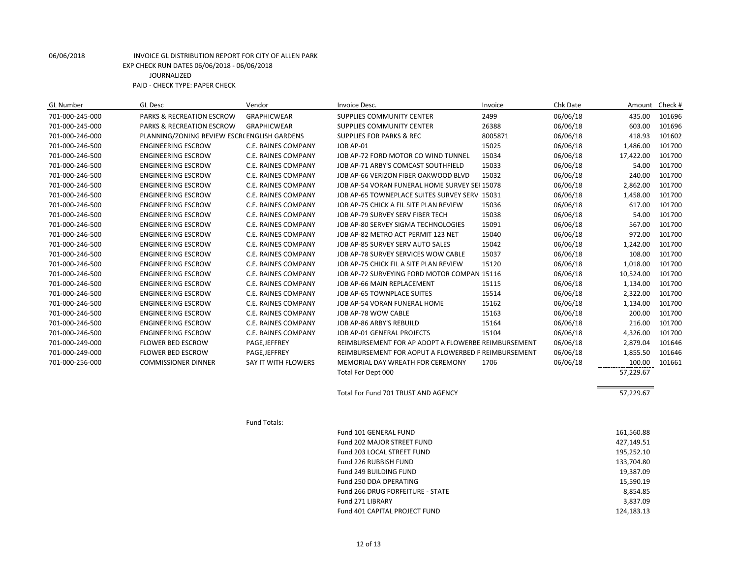06/06/2018 INVOICE GL DISTRIBUTION REPORT FOR CITY OF ALLEN PARK
EXP CHECK RUN DATES 06/06/2018 - 06/06/2018
JOURNALIZED
PAID - CHECK TYPE: PAPER CHECK

| GL Number | GL Desc | Vendor | Invoice Desc. | Invoice | Chk Date | Amount | Check # |
|---|---|---|---|---|---|---|---|
| 701-000-245-000 | PARKS & RECREATION ESCROW | GRAPHICWEAR | SUPPLIES COMMUNITY CENTER | 2499 | 06/06/18 | 435.00 | 101696 |
| 701-000-245-000 | PARKS & RECREATION ESCROW | GRAPHICWEAR | SUPPLIES COMMUNITY CENTER | 26388 | 06/06/18 | 603.00 | 101696 |
| 701-000-246-000 | PLANNING/ZONING REVIEW ESCR( | ENGLISH GARDENS | SUPPLIES FOR PARKS & REC | 8005871 | 06/06/18 | 418.93 | 101602 |
| 701-000-246-500 | ENGINEERING ESCROW | C.E. RAINES COMPANY | JOB AP-01 | 15025 | 06/06/18 | 1,486.00 | 101700 |
| 701-000-246-500 | ENGINEERING ESCROW | C.E. RAINES COMPANY | JOB AP-72 FORD MOTOR CO WIND TUNNEL | 15034 | 06/06/18 | 17,422.00 | 101700 |
| 701-000-246-500 | ENGINEERING ESCROW | C.E. RAINES COMPANY | JOB AP-71 ARBY'S COMCAST SOUTHFIELD | 15033 | 06/06/18 | 54.00 | 101700 |
| 701-000-246-500 | ENGINEERING ESCROW | C.E. RAINES COMPANY | JOB AP-66 VERIZON FIBER OAKWOOD BLVD | 15032 | 06/06/18 | 240.00 | 101700 |
| 701-000-246-500 | ENGINEERING ESCROW | C.E. RAINES COMPANY | JOB AP-54 VORAN FUNERAL HOME SURVEY SEI | 15078 | 06/06/18 | 2,862.00 | 101700 |
| 701-000-246-500 | ENGINEERING ESCROW | C.E. RAINES COMPANY | JOB AP-65 TOWNEPLACE SUITES SURVEY SERV | 15031 | 06/06/18 | 1,458.00 | 101700 |
| 701-000-246-500 | ENGINEERING ESCROW | C.E. RAINES COMPANY | JOB AP-75 CHICK A FIL SITE PLAN REVIEW | 15036 | 06/06/18 | 617.00 | 101700 |
| 701-000-246-500 | ENGINEERING ESCROW | C.E. RAINES COMPANY | JOB AP-79 SURVEY SERV FIBER TECH | 15038 | 06/06/18 | 54.00 | 101700 |
| 701-000-246-500 | ENGINEERING ESCROW | C.E. RAINES COMPANY | JOB AP-80 SERVEY SIGMA TECHNOLOGIES | 15091 | 06/06/18 | 567.00 | 101700 |
| 701-000-246-500 | ENGINEERING ESCROW | C.E. RAINES COMPANY | JOB AP-82 METRO ACT PERMIT 123 NET | 15040 | 06/06/18 | 972.00 | 101700 |
| 701-000-246-500 | ENGINEERING ESCROW | C.E. RAINES COMPANY | JOB AP-85 SURVEY SERV AUTO SALES | 15042 | 06/06/18 | 1,242.00 | 101700 |
| 701-000-246-500 | ENGINEERING ESCROW | C.E. RAINES COMPANY | JOB AP-78 SURVEY SERVICES WOW CABLE | 15037 | 06/06/18 | 108.00 | 101700 |
| 701-000-246-500 | ENGINEERING ESCROW | C.E. RAINES COMPANY | JOB AP-75 CHICK FIL A SITE PLAN REVIEW | 15120 | 06/06/18 | 1,018.00 | 101700 |
| 701-000-246-500 | ENGINEERING ESCROW | C.E. RAINES COMPANY | JOB AP-72 SURVEYING FORD MOTOR COMPAN | 15116 | 06/06/18 | 10,524.00 | 101700 |
| 701-000-246-500 | ENGINEERING ESCROW | C.E. RAINES COMPANY | JOB AP-66 MAIN REPLACEMENT | 15115 | 06/06/18 | 1,134.00 | 101700 |
| 701-000-246-500 | ENGINEERING ESCROW | C.E. RAINES COMPANY | JOB AP-65 TOWNPLACE SUITES | 15514 | 06/06/18 | 2,322.00 | 101700 |
| 701-000-246-500 | ENGINEERING ESCROW | C.E. RAINES COMPANY | JOB AP-54 VORAN FUNERAL HOME | 15162 | 06/06/18 | 1,134.00 | 101700 |
| 701-000-246-500 | ENGINEERING ESCROW | C.E. RAINES COMPANY | JOB AP-78 WOW CABLE | 15163 | 06/06/18 | 200.00 | 101700 |
| 701-000-246-500 | ENGINEERING ESCROW | C.E. RAINES COMPANY | JOB AP-86 ARBY'S REBUILD | 15164 | 06/06/18 | 216.00 | 101700 |
| 701-000-246-500 | ENGINEERING ESCROW | C.E. RAINES COMPANY | JOB AP-01 GENERAL PROJECTS | 15104 | 06/06/18 | 4,326.00 | 101700 |
| 701-000-249-000 | FLOWER BED ESCROW | PAGE,JEFFREY | REIMBURSEMENT FOR AP ADOPT A FLOWERBE | REIMBURSEMENT | 06/06/18 | 2,879.04 | 101646 |
| 701-000-249-000 | FLOWER BED ESCROW | PAGE,JEFFREY | REIMBURSEMENT FOR AOPUT A FLOWERBED P | REIMBURSEMENT | 06/06/18 | 1,855.50 | 101646 |
| 701-000-256-000 | COMMISSIONER DINNER | SAY IT WITH FLOWERS | MEMORIAL DAY WREATH FOR CEREMONY | 1706 | 06/06/18 | 100.00 | 101661 |
| | | | Total For Dept 000 | | | 57,229.67 | |
| | | | Total For Fund 701 TRUST AND AGENCY | | | 57,229.67 | |

Fund Totals:

| Fund | Amount |
|---|---|
| Fund 101 GENERAL FUND | 161,560.88 |
| Fund 202 MAJOR STREET FUND | 427,149.51 |
| Fund 203 LOCAL STREET FUND | 195,252.10 |
| Fund 226 RUBBISH FUND | 133,704.80 |
| Fund 249 BUILDING FUND | 19,387.09 |
| Fund 250 DDA OPERATING | 15,590.19 |
| Fund 266 DRUG FORFEITURE - STATE | 8,854.85 |
| Fund 271 LIBRARY | 3,837.09 |
| Fund 401 CAPITAL PROJECT FUND | 124,183.13 |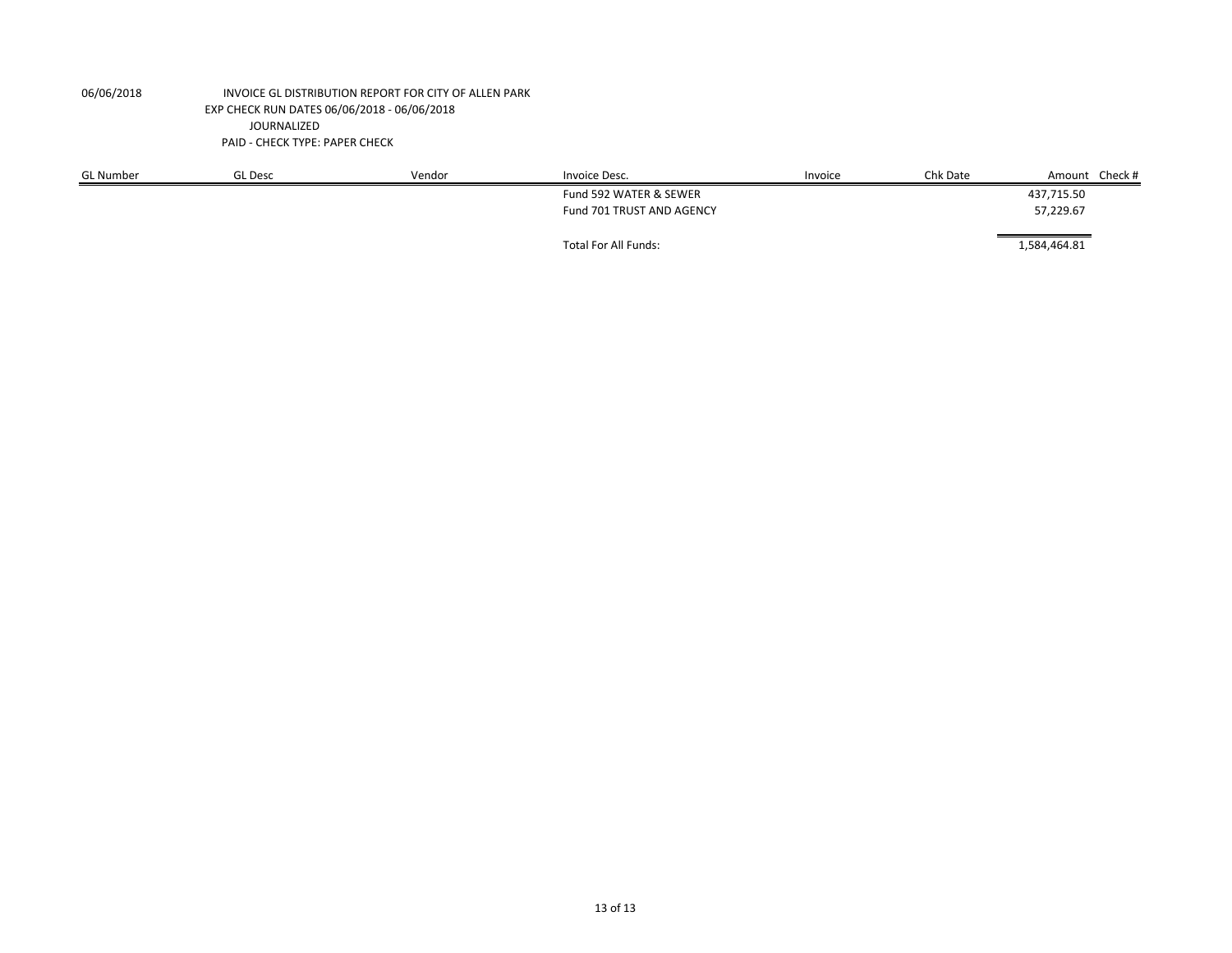06/06/2018 INVOICE GL DISTRIBUTION REPORT FOR CITY OF ALLEN PARK

EXP CHECK RUN DATES 06/06/2018 - 06/06/2018

JOURNALIZED

PAID - CHECK TYPE: PAPER CHECK

| GL Number | GL Desc | Vendor | Invoice Desc. | Invoice | Chk Date | Amount | Check # |
|---|---|---|---|---|---|---|---|
| | | | Fund 592 WATER & SEWER | | | 437,715.50 | |
| | | | Fund 701 TRUST AND AGENCY | | | 57,229.67 | |
| | | | Total For All Funds: | | | 1,584,464.81 | |